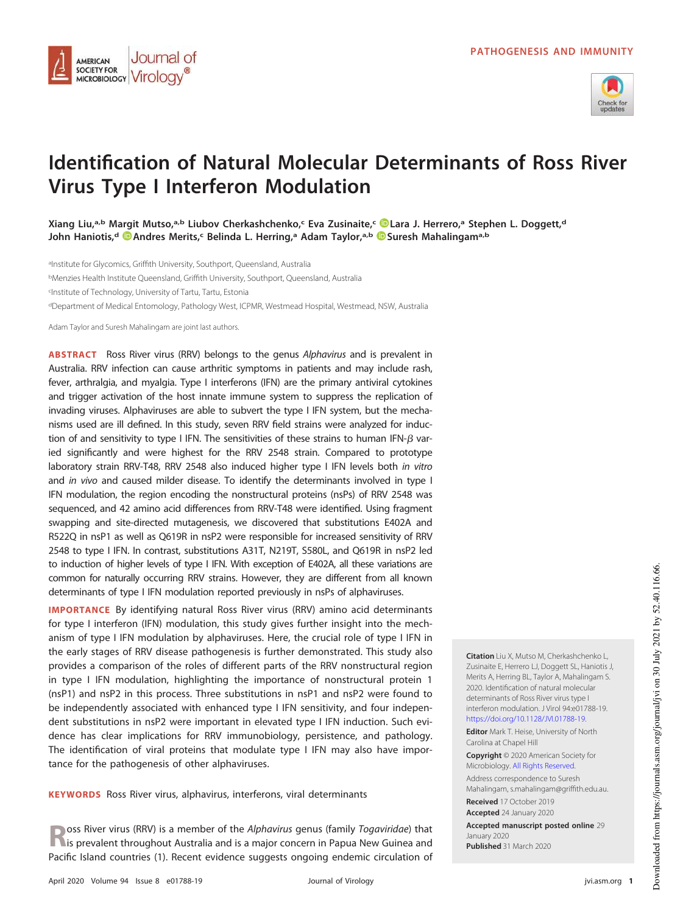PATHOGENESIS AND IMMUNITY

# Identification of Natural Molecular Determinants of Ross River Virus Type I Interferon Modulation

**Xiang Liu,[a,b] Margit Mutso,[a,b] Liubov Cherkashchenko,[c] Eva Zusinaite,[c] Lara J. Herrero,[a] Stephen L. Doggett,[d] John Haniotis,[d] Andres Merits,[c] Belinda L. Herring,[a] Adam Taylor,[a,b] Suresh Mahalingam[a,b]**

[a]Institute for Glycomics, Griffith University, Southport, Queensland, Australia

[b]Menzies Health Institute Queensland, Griffith University, Southport, Queensland, Australia

[c]Institute of Technology, University of Tartu, Tartu, Estonia

[d]Department of Medical Entomology, Pathology West, ICPMR, Westmead Hospital, Westmead, NSW, Australia

Adam Taylor and Suresh Mahalingam are joint last authors.

**ABSTRACT** Ross River virus (RRV) belongs to the genus *Alphavirus* and is prevalent in Australia. RRV infection can cause arthritic symptoms in patients and may include rash, fever, arthralgia, and myalgia. Type I interferons (IFN) are the primary antiviral cytokines and trigger activation of the host innate immune system to suppress the replication of invading viruses. Alphaviruses are able to subvert the type I IFN system, but the mechanisms used are ill defined. In this study, seven RRV field strains were analyzed for induction of and sensitivity to type I IFN. The sensitivities of these strains to human IFN-$\beta$ varied significantly and were highest for the RRV 2548 strain. Compared to prototype laboratory strain RRV-T48, RRV 2548 also induced higher type I IFN levels both *in vitro* and *in vivo* and caused milder disease. To identify the determinants involved in type I IFN modulation, the region encoding the nonstructural proteins (nsPs) of RRV 2548 was sequenced, and 42 amino acid differences from RRV-T48 were identified. Using fragment swapping and site-directed mutagenesis, we discovered that substitutions E402A and R522Q in nsP1 as well as Q619R in nsP2 were responsible for increased sensitivity of RRV 2548 to type I IFN. In contrast, substitutions A31T, N219T, S580L, and Q619R in nsP2 led to induction of higher levels of type I IFN. With exception of E402A, all these variations are common for naturally occurring RRV strains. However, they are different from all known determinants of type I IFN modulation reported previously in nsPs of alphaviruses.

**IMPORTANCE** By identifying natural Ross River virus (RRV) amino acid determinants for type I interferon (IFN) modulation, this study gives further insight into the mechanism of type I IFN modulation by alphaviruses. Here, the crucial role of type I IFN in the early stages of RRV disease pathogenesis is further demonstrated. This study also provides a comparison of the roles of different parts of the RRV nonstructural region in type I IFN modulation, highlighting the importance of nonstructural protein 1 (nsP1) and nsP2 in this process. Three substitutions in nsP1 and nsP2 were found to be independently associated with enhanced type I IFN sensitivity, and four independent substitutions in nsP2 were important in elevated type I IFN induction. Such evidence has clear implications for RRV immunobiology, persistence, and pathology. The identification of viral proteins that modulate type I IFN may also have importance for the pathogenesis of other alphaviruses.

**KEYWORDS** Ross River virus, alphavirus, interferons, viral determinants

Ross River virus (RRV) is a member of the *Alphavirus* genus (family *Togaviridae*) that is prevalent throughout Australia and is a major concern in Papua New Guinea and Pacific Island countries (1). Recent evidence suggests ongoing endemic circulation of

**Citation** Liu X, Mutso M, Cherkashchenko L, Zusinaite E, Herrero LJ, Doggett SL, Haniotis J, Merits A, Herring BL, Taylor A, Mahalingam S. 2020. Identification of natural molecular determinants of Ross River virus type I interferon modulation. J Virol 94:e01788-19. https://doi.org/10.1128/JVI.01788-19.

**Editor** Mark T. Heise, University of North Carolina at Chapel Hill

**Copyright** © 2020 American Society for Microbiology. All Rights Reserved.

Address correspondence to Suresh Mahalingam, s.mahalingam@griffith.edu.au.

**Received** 17 October 2019

**Accepted** 24 January 2020

**Accepted manuscript posted online** 29 January 2020

**Published** 31 March 2020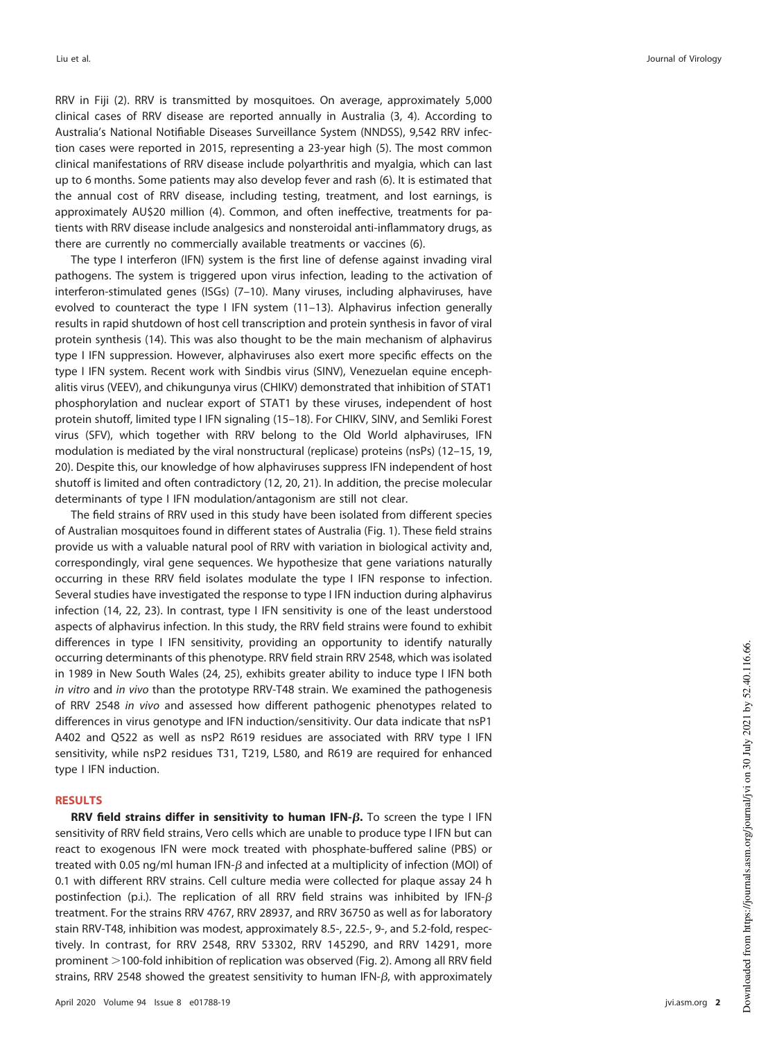RRV in Fiji (2). RRV is transmitted by mosquitoes. On average, approximately 5,000 clinical cases of RRV disease are reported annually in Australia (3, 4). According to Australia's National Notifiable Diseases Surveillance System (NNDSS), 9,542 RRV infection cases were reported in 2015, representing a 23-year high (5). The most common clinical manifestations of RRV disease include polyarthritis and myalgia, which can last up to 6 months. Some patients may also develop fever and rash (6). It is estimated that the annual cost of RRV disease, including testing, treatment, and lost earnings, is approximately AU$20 million (4). Common, and often ineffective, treatments for patients with RRV disease include analgesics and nonsteroidal anti-inflammatory drugs, as there are currently no commercially available treatments or vaccines (6).

The type I interferon (IFN) system is the first line of defense against invading viral pathogens. The system is triggered upon virus infection, leading to the activation of interferon-stimulated genes (ISGs) (7–10). Many viruses, including alphaviruses, have evolved to counteract the type I IFN system (11–13). Alphavirus infection generally results in rapid shutdown of host cell transcription and protein synthesis in favor of viral protein synthesis (14). This was also thought to be the main mechanism of alphavirus type I IFN suppression. However, alphaviruses also exert more specific effects on the type I IFN system. Recent work with Sindbis virus (SINV), Venezuelan equine encephalitis virus (VEEV), and chikungunya virus (CHIKV) demonstrated that inhibition of STAT1 phosphorylation and nuclear export of STAT1 by these viruses, independent of host protein shutoff, limited type I IFN signaling (15–18). For CHIKV, SINV, and Semliki Forest virus (SFV), which together with RRV belong to the Old World alphaviruses, IFN modulation is mediated by the viral nonstructural (replicase) proteins (nsPs) (12–15, 19, 20). Despite this, our knowledge of how alphaviruses suppress IFN independent of host shutoff is limited and often contradictory (12, 20, 21). In addition, the precise molecular determinants of type I IFN modulation/antagonism are still not clear.

The field strains of RRV used in this study have been isolated from different species of Australian mosquitoes found in different states of Australia (Fig. 1). These field strains provide us with a valuable natural pool of RRV with variation in biological activity and, correspondingly, viral gene sequences. We hypothesize that gene variations naturally occurring in these RRV field isolates modulate the type I IFN response to infection. Several studies have investigated the response to type I IFN induction during alphavirus infection (14, 22, 23). In contrast, type I IFN sensitivity is one of the least understood aspects of alphavirus infection. In this study, the RRV field strains were found to exhibit differences in type I IFN sensitivity, providing an opportunity to identify naturally occurring determinants of this phenotype. RRV field strain RRV 2548, which was isolated in 1989 in New South Wales (24, 25), exhibits greater ability to induce type I IFN both *in vitro* and *in vivo* than the prototype RRV-T48 strain. We examined the pathogenesis of RRV 2548 *in vivo* and assessed how different pathogenic phenotypes related to differences in virus genotype and IFN induction/sensitivity. Our data indicate that nsP1 A402 and Q522 as well as nsP2 R619 residues are associated with RRV type I IFN sensitivity, while nsP2 residues T31, T219, L580, and R619 are required for enhanced type I IFN induction.

## RESULTS

**RRV field strains differ in sensitivity to human IFN-$\beta$.** To screen the type I IFN sensitivity of RRV field strains, Vero cells which are unable to produce type I IFN but can react to exogenous IFN were mock treated with phosphate-buffered saline (PBS) or treated with 0.05 ng/ml human IFN-$\beta$ and infected at a multiplicity of infection (MOI) of 0.1 with different RRV strains. Cell culture media were collected for plaque assay 24 h postinfection (p.i.). The replication of all RRV field strains was inhibited by IFN-$\beta$ treatment. For the strains RRV 4767, RRV 28937, and RRV 36750 as well as for laboratory stain RRV-T48, inhibition was modest, approximately 8.5-, 22.5-, 9-, and 5.2-fold, respectively. In contrast, for RRV 2548, RRV 53302, RRV 145290, and RRV 14291, more prominent >100-fold inhibition of replication was observed (Fig. 2). Among all RRV field strains, RRV 2548 showed the greatest sensitivity to human IFN-$\beta$, with approximately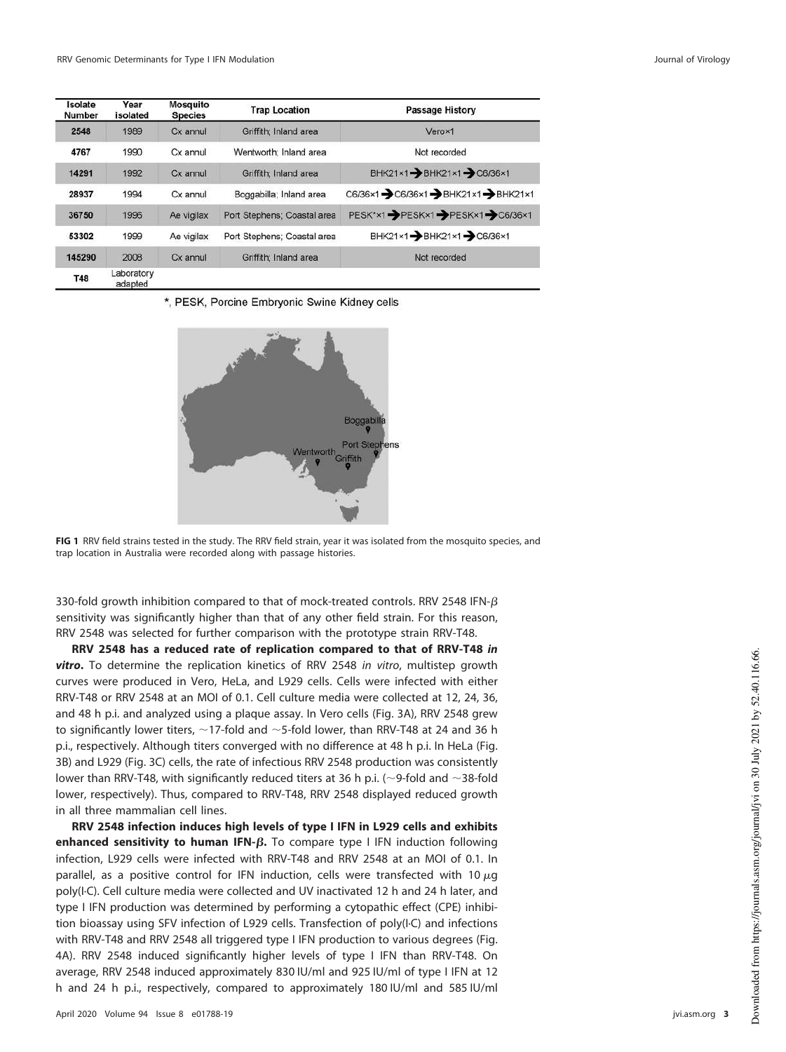| Isolate Number | Year isolated | Mosquito Species | Trap Location | Passage History |
|---|---|---|---|---|
| 2548 | 1989 | Cx annul | Griffith; Inland area | Vero×1 |
| 4767 | 1990 | Cx annul | Wentworth; Inland area | Not recorded |
| 14291 | 1992 | Cx annul | Griffith; Inland area | BHK21×1 → BHK21×1 → C6/36×1 |
| 28937 | 1994 | Cx annul | Boggabilla; Inland area | C6/36×1 → C6/36×1 → BHK21×1 → BHK21×1 |
| 36750 | 1996 | Ae vigilax | Port Stephens; Coastal area | PESK*×1 → PESK×1 → PESK×1 → C6/36×1 |
| 53302 | 1999 | Ae vigilax | Port Stephens; Coastal area | BHK21×1 → BHK21×1 → C6/36×1 |
| 145290 | 2008 | Cx annul | Griffith; Inland area | Not recorded |
| T48 | Laboratory adapted | | | |

*, PESK, Porcine Embryonic Swine Kidney cells

**FIG 1** RRV field strains tested in the study. The RRV field strain, year it was isolated from the mosquito species, and trap location in Australia were recorded along with passage histories.

330-fold growth inhibition compared to that of mock-treated controls. RRV 2548 IFN-$\beta$ sensitivity was significantly higher than that of any other field strain. For this reason, RRV 2548 was selected for further comparison with the prototype strain RRV-T48.

**RRV 2548 has a reduced rate of replication compared to that of RRV-T48 *in vitro*.** To determine the replication kinetics of RRV 2548 *in vitro*, multistep growth curves were produced in Vero, HeLa, and L929 cells. Cells were infected with either RRV-T48 or RRV 2548 at an MOI of 0.1. Cell culture media were collected at 12, 24, 36, and 48 h p.i. and analyzed using a plaque assay. In Vero cells (Fig. 3A), RRV 2548 grew to significantly lower titers, ~17-fold and ~5-fold lower, than RRV-T48 at 24 and 36 h p.i., respectively. Although titers converged with no difference at 48 h p.i. In HeLa (Fig. 3B) and L929 (Fig. 3C) cells, the rate of infectious RRV 2548 production was consistently lower than RRV-T48, with significantly reduced titers at 36 h p.i. (~9-fold and ~38-fold lower, respectively). Thus, compared to RRV-T48, RRV 2548 displayed reduced growth in all three mammalian cell lines.

**RRV 2548 infection induces high levels of type I IFN in L929 cells and exhibits enhanced sensitivity to human IFN-$\beta$.** To compare type I IFN induction following infection, L929 cells were infected with RRV-T48 and RRV 2548 at an MOI of 0.1. In parallel, as a positive control for IFN induction, cells were transfected with 10 $\mu$g poly(I·C). Cell culture media were collected and UV inactivated 12 h and 24 h later, and type I IFN production was determined by performing a cytopathic effect (CPE) inhibition bioassay using SFV infection of L929 cells. Transfection of poly(I·C) and infections with RRV-T48 and RRV 2548 all triggered type I IFN production to various degrees (Fig. 4A). RRV 2548 induced significantly higher levels of type I IFN than RRV-T48. On average, RRV 2548 induced approximately 830 IU/ml and 925 IU/ml of type I IFN at 12 h and 24 h p.i., respectively, compared to approximately 180 IU/ml and 585 IU/ml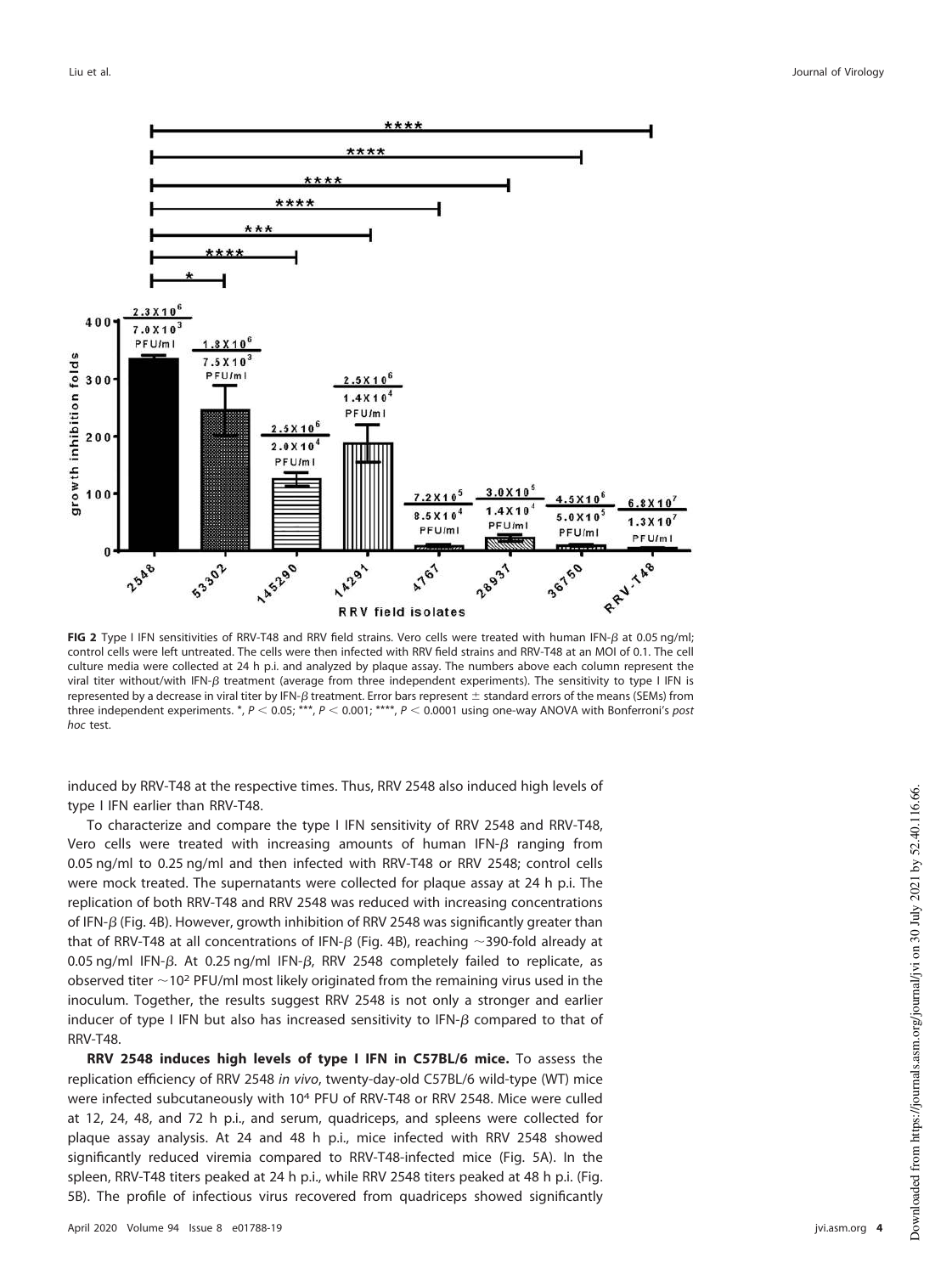**FIG 2** Type I IFN sensitivities of RRV-T48 and RRV field strains. Vero cells were treated with human IFN-$\beta$ at 0.05 ng/ml; control cells were left untreated. The cells were then infected with RRV field strains and RRV-T48 at an MOI of 0.1. The cell culture media were collected at 24 h p.i. and analyzed by plaque assay. The numbers above each column represent the viral titer without/with IFN-$\beta$ treatment (average from three independent experiments). The sensitivity to type I IFN is represented by a decrease in viral titer by IFN-$\beta$ treatment. Error bars represent ± standard errors of the means (SEMs) from three independent experiments. *, $P < 0.05$; ***, $P < 0.001$; ****, $P < 0.0001$ using one-way ANOVA with Bonferroni's *post hoc* test.

induced by RRV-T48 at the respective times. Thus, RRV 2548 also induced high levels of type I IFN earlier than RRV-T48.

To characterize and compare the type I IFN sensitivity of RRV 2548 and RRV-T48, Vero cells were treated with increasing amounts of human IFN-$\beta$ ranging from 0.05 ng/ml to 0.25 ng/ml and then infected with RRV-T48 or RRV 2548; control cells were mock treated. The supernatants were collected for plaque assay at 24 h p.i. The replication of both RRV-T48 and RRV 2548 was reduced with increasing concentrations of IFN-$\beta$ (Fig. 4B). However, growth inhibition of RRV 2548 was significantly greater than that of RRV-T48 at all concentrations of IFN-$\beta$ (Fig. 4B), reaching ~390-fold already at 0.05 ng/ml IFN-$\beta$. At 0.25 ng/ml IFN-$\beta$, RRV 2548 completely failed to replicate, as observed titer ~$10^2$ PFU/ml most likely originated from the remaining virus used in the inoculum. Together, the results suggest RRV 2548 is not only a stronger and earlier inducer of type I IFN but also has increased sensitivity to IFN-$\beta$ compared to that of RRV-T48.

**RRV 2548 induces high levels of type I IFN in C57BL/6 mice.** To assess the replication efficiency of RRV 2548 *in vivo*, twenty-day-old C57BL/6 wild-type (WT) mice were infected subcutaneously with $10^4$ PFU of RRV-T48 or RRV 2548. Mice were culled at 12, 24, 48, and 72 h p.i., and serum, quadriceps, and spleens were collected for plaque assay analysis. At 24 and 48 h p.i., mice infected with RRV 2548 showed significantly reduced viremia compared to RRV-T48-infected mice (Fig. 5A). In the spleen, RRV-T48 titers peaked at 24 h p.i., while RRV 2548 titers peaked at 48 h p.i. (Fig. 5B). The profile of infectious virus recovered from quadriceps showed significantly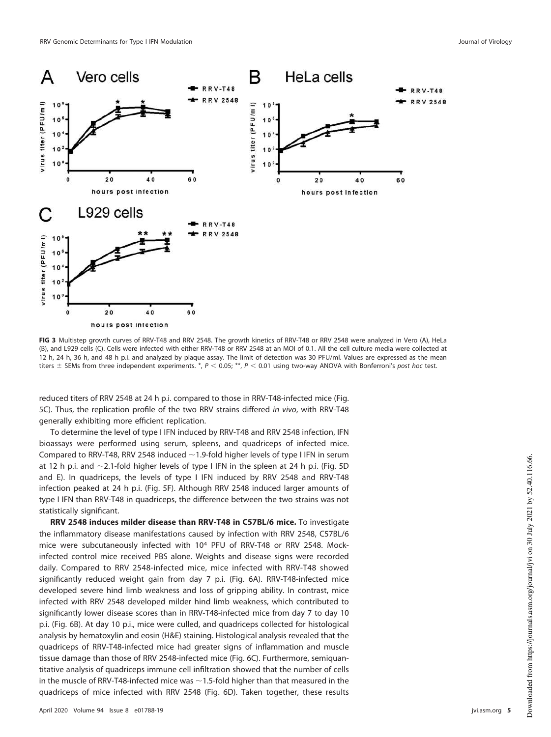**FIG 3** Multistep growth curves of RRV-T48 and RRV 2548. The growth kinetics of RRV-T48 or RRV 2548 were analyzed in Vero (A), HeLa (B), and L929 cells (C). Cells were infected with either RRV-T48 or RRV 2548 at an MOI of 0.1. All the cell culture media were collected at 12 h, 24 h, 36 h, and 48 h p.i. and analyzed by plaque assay. The limit of detection was 30 PFU/ml. Values are expressed as the mean titers ± SEMs from three independent experiments. *, $P < 0.05$; **, $P < 0.01$ using two-way ANOVA with Bonferroni's *post hoc* test.

reduced titers of RRV 2548 at 24 h p.i. compared to those in RRV-T48-infected mice (Fig. 5C). Thus, the replication profile of the two RRV strains differed *in vivo*, with RRV-T48 generally exhibiting more efficient replication.

To determine the level of type I IFN induced by RRV-T48 and RRV 2548 infection, IFN bioassays were performed using serum, spleens, and quadriceps of infected mice. Compared to RRV-T48, RRV 2548 induced ~1.9-fold higher levels of type I IFN in serum at 12 h p.i. and ~2.1-fold higher levels of type I IFN in the spleen at 24 h p.i. (Fig. 5D and E). In quadriceps, the levels of type I IFN induced by RRV 2548 and RRV-T48 infection peaked at 24 h p.i. (Fig. 5F). Although RRV 2548 induced larger amounts of type I IFN than RRV-T48 in quadriceps, the difference between the two strains was not statistically significant.

**RRV 2548 induces milder disease than RRV-T48 in C57BL/6 mice.** To investigate the inflammatory disease manifestations caused by infection with RRV 2548, C57BL/6 mice were subcutaneously infected with $10^4$ PFU of RRV-T48 or RRV 2548. Mock-infected control mice received PBS alone. Weights and disease signs were recorded daily. Compared to RRV 2548-infected mice, mice infected with RRV-T48 showed significantly reduced weight gain from day 7 p.i. (Fig. 6A). RRV-T48-infected mice developed severe hind limb weakness and loss of gripping ability. In contrast, mice infected with RRV 2548 developed milder hind limb weakness, which contributed to significantly lower disease scores than in RRV-T48-infected mice from day 7 to day 10 p.i. (Fig. 6B). At day 10 p.i., mice were culled, and quadriceps collected for histological analysis by hematoxylin and eosin (H&E) staining. Histological analysis revealed that the quadriceps of RRV-T48-infected mice had greater signs of inflammation and muscle tissue damage than those of RRV 2548-infected mice (Fig. 6C). Furthermore, semiquantitative analysis of quadriceps immune cell infiltration showed that the number of cells in the muscle of RRV-T48-infected mice was ~1.5-fold higher than that measured in the quadriceps of mice infected with RRV 2548 (Fig. 6D). Taken together, these results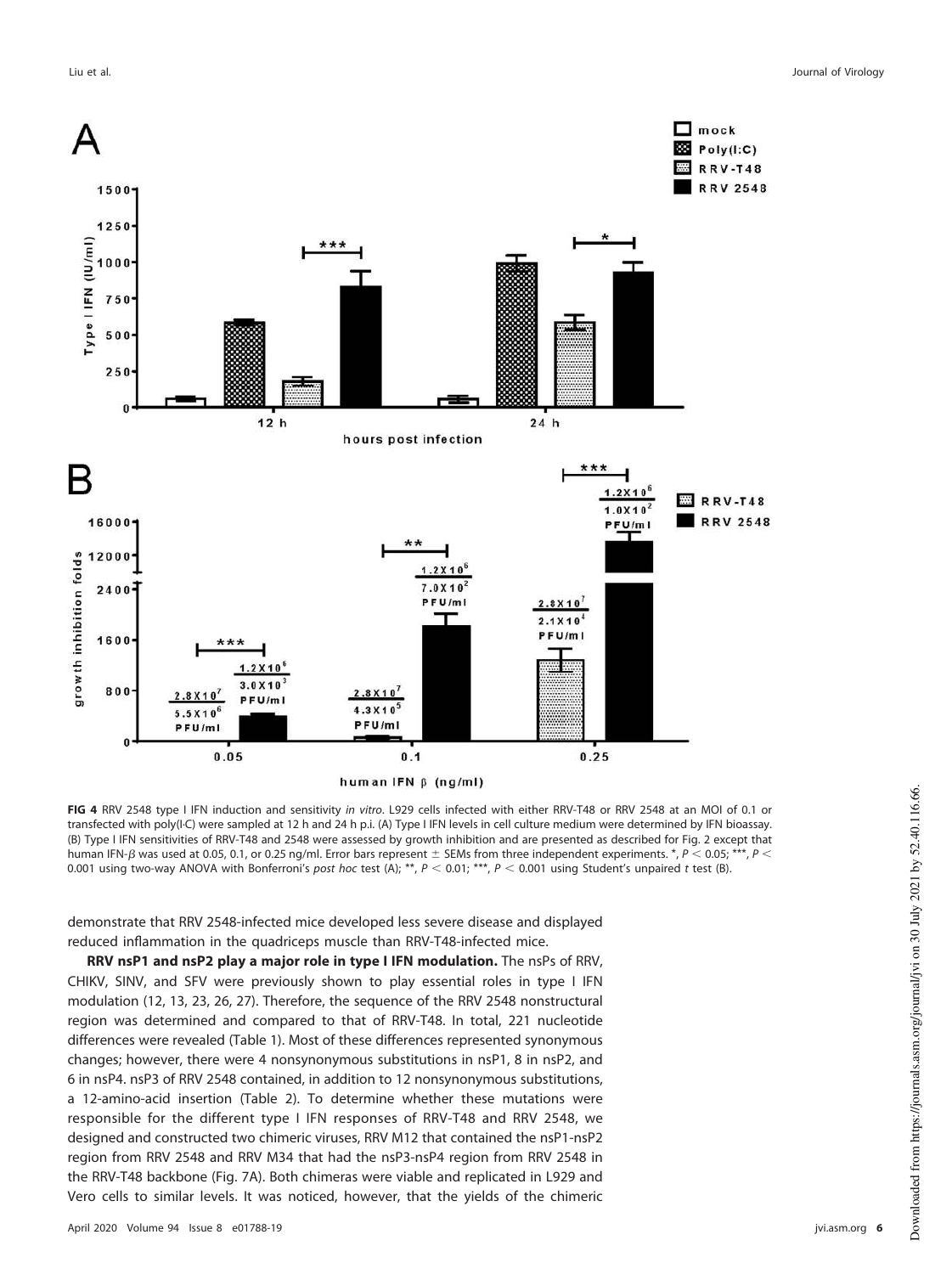**FIG 4** RRV 2548 type I IFN induction and sensitivity *in vitro*. L929 cells infected with either RRV-T48 or RRV 2548 at an MOI of 0.1 or transfected with poly(I·C) were sampled at 12 h and 24 h p.i. (A) Type I IFN levels in cell culture medium were determined by IFN bioassay. (B) Type I IFN sensitivities of RRV-T48 and 2548 were assessed by growth inhibition and are presented as described for Fig. 2 except that human IFN-β was used at 0.05, 0.1, or 0.25 ng/ml. Error bars represent ± SEMs from three independent experiments. *, $P < 0.05$; ***, $P < 0.001$ using two-way ANOVA with Bonferroni's *post hoc* test (A); **, $P < 0.01$; ***, $P < 0.001$ using Student's unpaired *t* test (B).

demonstrate that RRV 2548-infected mice developed less severe disease and displayed reduced inflammation in the quadriceps muscle than RRV-T48-infected mice.

**RRV nsP1 and nsP2 play a major role in type I IFN modulation.** The nsPs of RRV, CHIKV, SINV, and SFV were previously shown to play essential roles in type I IFN modulation (12, 13, 23, 26, 27). Therefore, the sequence of the RRV 2548 nonstructural region was determined and compared to that of RRV-T48. In total, 221 nucleotide differences were revealed (Table 1). Most of these differences represented synonymous changes; however, there were 4 nonsynonymous substitutions in nsP1, 8 in nsP2, and 6 in nsP4. nsP3 of RRV 2548 contained, in addition to 12 nonsynonymous substitutions, a 12-amino-acid insertion (Table 2). To determine whether these mutations were responsible for the different type I IFN responses of RRV-T48 and RRV 2548, we designed and constructed two chimeric viruses, RRV M12 that contained the nsP1-nsP2 region from RRV 2548 and RRV M34 that had the nsP3-nsP4 region from RRV 2548 in the RRV-T48 backbone (Fig. 7A). Both chimeras were viable and replicated in L929 and Vero cells to similar levels. It was noticed, however, that the yields of the chimeric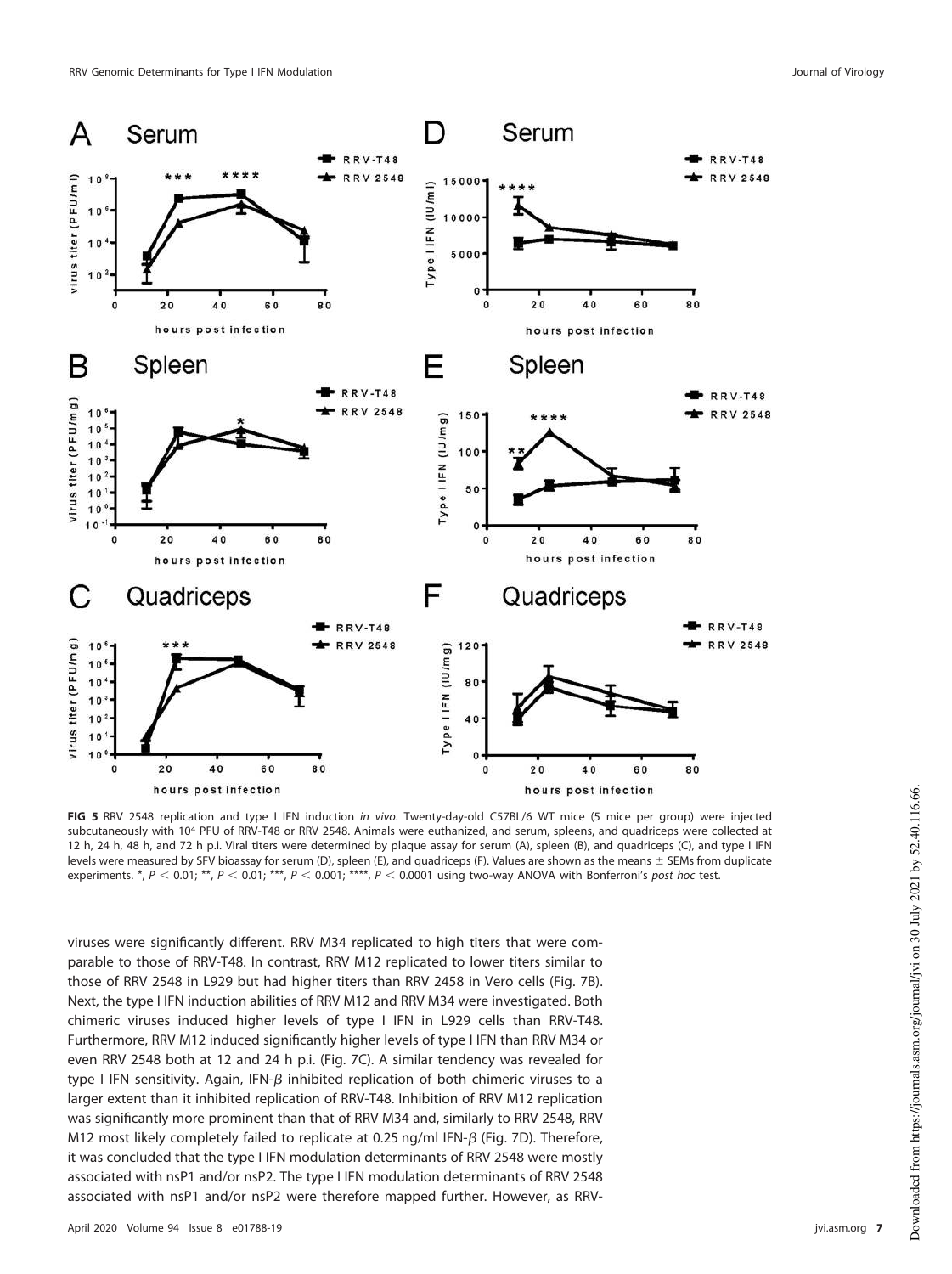**FIG 5** RRV 2548 replication and type I IFN induction *in vivo*. Twenty-day-old C57BL/6 WT mice (5 mice per group) were injected subcutaneously with $10^4$ PFU of RRV-T48 or RRV 2548. Animals were euthanized, and serum, spleens, and quadriceps were collected at 12 h, 24 h, 48 h, and 72 h p.i. Viral titers were determined by plaque assay for serum (A), spleen (B), and quadriceps (C), and type I IFN levels were measured by SFV bioassay for serum (D), spleen (E), and quadriceps (F). Values are shown as the means ± SEMs from duplicate experiments. *, $P < 0.01$; **, $P < 0.01$; ***, $P < 0.001$; ****, $P < 0.0001$ using two-way ANOVA with Bonferroni's *post hoc* test.

viruses were significantly different. RRV M34 replicated to high titers that were comparable to those of RRV-T48. In contrast, RRV M12 replicated to lower titers similar to those of RRV 2548 in L929 but had higher titers than RRV 2458 in Vero cells (Fig. 7B). Next, the type I IFN induction abilities of RRV M12 and RRV M34 were investigated. Both chimeric viruses induced higher levels of type I IFN in L929 cells than RRV-T48. Furthermore, RRV M12 induced significantly higher levels of type I IFN than RRV M34 or even RRV 2548 both at 12 and 24 h p.i. (Fig. 7C). A similar tendency was revealed for type I IFN sensitivity. Again, IFN-$\beta$ inhibited replication of both chimeric viruses to a larger extent than it inhibited replication of RRV-T48. Inhibition of RRV M12 replication was significantly more prominent than that of RRV M34 and, similarly to RRV 2548, RRV M12 most likely completely failed to replicate at 0.25 ng/ml IFN-$\beta$ (Fig. 7D). Therefore, it was concluded that the type I IFN modulation determinants of RRV 2548 were mostly associated with nsP1 and/or nsP2. The type I IFN modulation determinants of RRV 2548 associated with nsP1 and/or nsP2 were therefore mapped further. However, as RRV-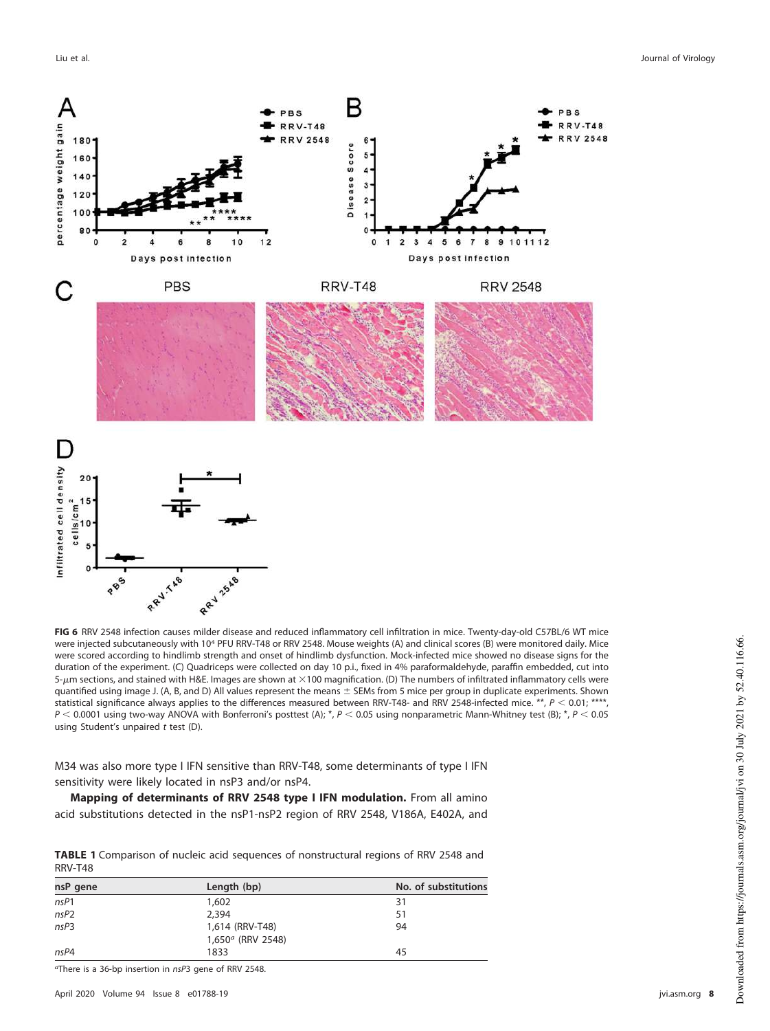**FIG 6** RRV 2548 infection causes milder disease and reduced inflammatory cell infiltration in mice. Twenty-day-old C57BL/6 WT mice were injected subcutaneously with $10^4$ PFU RRV-T48 or RRV 2548. Mouse weights (A) and clinical scores (B) were monitored daily. Mice were scored according to hindlimb strength and onset of hindlimb dysfunction. Mock-infected mice showed no disease signs for the duration of the experiment. (C) Quadriceps were collected on day 10 p.i., fixed in 4% paraformaldehyde, paraffin embedded, cut into 5-$\mu$m sections, and stained with H&E. Images are shown at $\times 100$ magnification. (D) The numbers of infiltrated inflammatory cells were quantified using image J. (A, B, and D) All values represent the means $\pm$ SEMs from 5 mice per group in duplicate experiments. Shown statistical significance always applies to the differences measured between RRV-T48- and RRV 2548-infected mice. **, $P < 0.01$; ****, $P < 0.0001$ using two-way ANOVA with Bonferroni's posttest (A); *, $P < 0.05$ using nonparametric Mann-Whitney test (B); *, $P < 0.05$ using Student's unpaired $t$ test (D).

M34 was also more type I IFN sensitive than RRV-T48, some determinants of type I IFN sensitivity were likely located in nsP3 and/or nsP4.

**Mapping of determinants of RRV 2548 type I IFN modulation.** From all amino acid substitutions detected in the nsP1-nsP2 region of RRV 2548, V186A, E402A, and

**TABLE 1** Comparison of nucleic acid sequences of nonstructural regions of RRV 2548 and RRV-T48

| nsP gene | Length (bp) | No. of substitutions |
|---|---|---|
| *nsP1* | 1,602 | 31 |
| *nsP2* | 2,394 | 51 |
| *nsP3* | 1,614 (RRV-T48)<br>1,650[a] (RRV 2548) | 94 |
| *nsP4* | 1833 | 45 |

[a]There is a 36-bp insertion in *nsP3* gene of RRV 2548.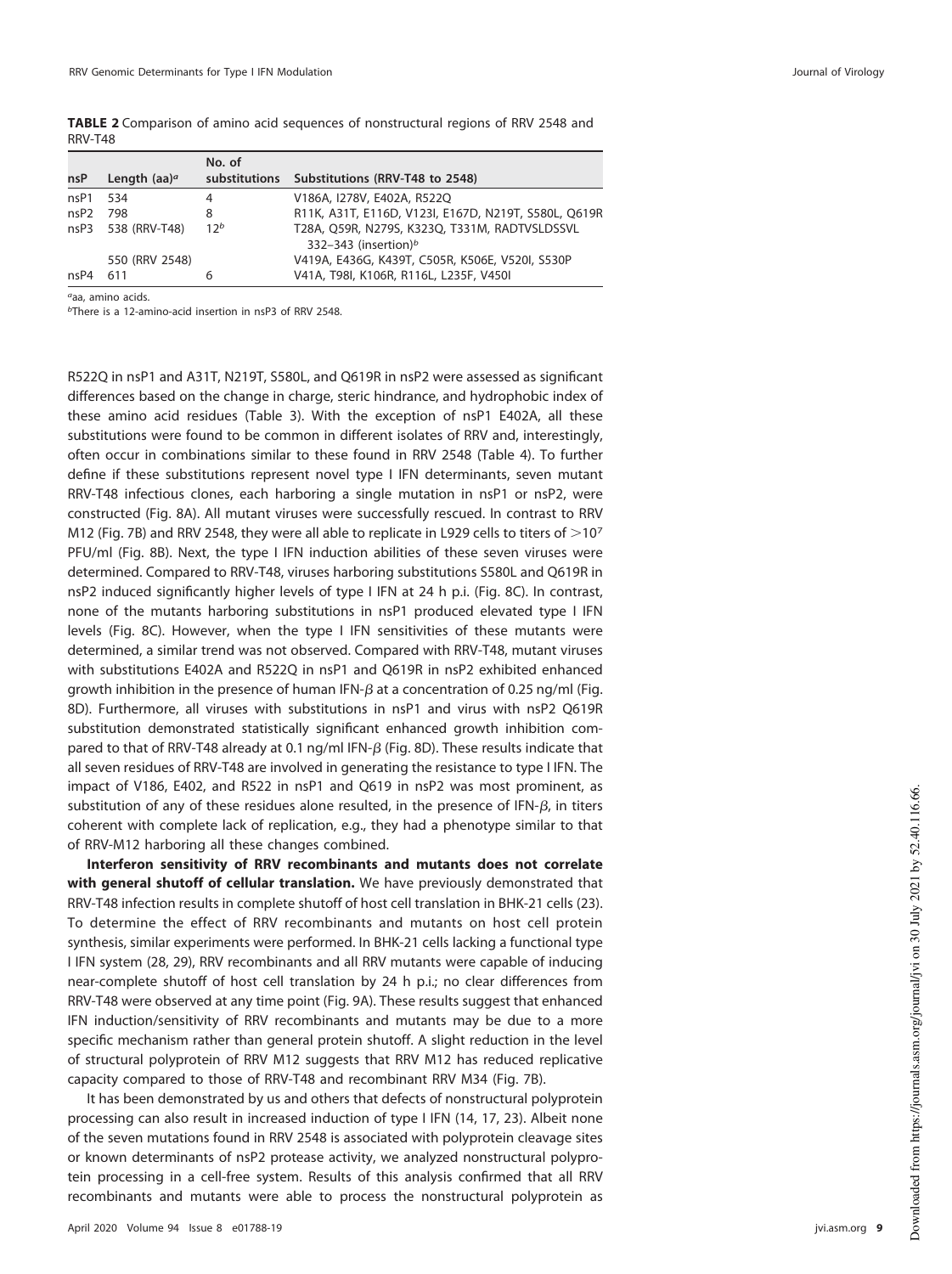**TABLE 2** Comparison of amino acid sequences of nonstructural regions of RRV 2548 and RRV-T48

| nsP | Length (aa)[a] | No. of substitutions | Substitutions (RRV-T48 to 2548) |
|---|---|---|---|
| nsP1 | 534 | 4 | V186A, I278V, E402A, R522Q |
| nsP2 | 798 | 8 | R11K, A31T, E116D, V123I, E167D, N219T, S580L, Q619R |
| nsP3 | 538 (RRV-T48) | 12[b] | T28A, Q59R, N279S, K323Q, T331M, RADTVSLDSSVL 332–343 (insertion)[b] |
| | 550 (RRV 2548) | | V419A, E436G, K439T, C505R, K506E, V520I, S530P |
| nsP4 | 611 | 6 | V41A, T98I, K106R, R116L, L235F, V450I |

[a]aa, amino acids.

[b]There is a 12-amino-acid insertion in nsP3 of RRV 2548.

R522Q in nsP1 and A31T, N219T, S580L, and Q619R in nsP2 were assessed as significant differences based on the change in charge, steric hindrance, and hydrophobic index of these amino acid residues (Table 3). With the exception of nsP1 E402A, all these substitutions were found to be common in different isolates of RRV and, interestingly, often occur in combinations similar to these found in RRV 2548 (Table 4). To further define if these substitutions represent novel type I IFN determinants, seven mutant RRV-T48 infectious clones, each harboring a single mutation in nsP1 or nsP2, were constructed (Fig. 8A). All mutant viruses were successfully rescued. In contrast to RRV M12 (Fig. 7B) and RRV 2548, they were all able to replicate in L929 cells to titers of $>10^7$ PFU/ml (Fig. 8B). Next, the type I IFN induction abilities of these seven viruses were determined. Compared to RRV-T48, viruses harboring substitutions S580L and Q619R in nsP2 induced significantly higher levels of type I IFN at 24 h p.i. (Fig. 8C). In contrast, none of the mutants harboring substitutions in nsP1 produced elevated type I IFN levels (Fig. 8C). However, when the type I IFN sensitivities of these mutants were determined, a similar trend was not observed. Compared with RRV-T48, mutant viruses with substitutions E402A and R522Q in nsP1 and Q619R in nsP2 exhibited enhanced growth inhibition in the presence of human IFN-$\beta$ at a concentration of 0.25 ng/ml (Fig. 8D). Furthermore, all viruses with substitutions in nsP1 and virus with nsP2 Q619R substitution demonstrated statistically significant enhanced growth inhibition compared to that of RRV-T48 already at 0.1 ng/ml IFN-$\beta$ (Fig. 8D). These results indicate that all seven residues of RRV-T48 are involved in generating the resistance to type I IFN. The impact of V186, E402, and R522 in nsP1 and Q619 in nsP2 was most prominent, as substitution of any of these residues alone resulted, in the presence of IFN-$\beta$, in titers coherent with complete lack of replication, e.g., they had a phenotype similar to that of RRV-M12 harboring all these changes combined.

**Interferon sensitivity of RRV recombinants and mutants does not correlate with general shutoff of cellular translation.** We have previously demonstrated that RRV-T48 infection results in complete shutoff of host cell translation in BHK-21 cells (23). To determine the effect of RRV recombinants and mutants on host cell protein synthesis, similar experiments were performed. In BHK-21 cells lacking a functional type I IFN system (28, 29), RRV recombinants and all RRV mutants were capable of inducing near-complete shutoff of host cell translation by 24 h p.i.; no clear differences from RRV-T48 were observed at any time point (Fig. 9A). These results suggest that enhanced IFN induction/sensitivity of RRV recombinants and mutants may be due to a more specific mechanism rather than general protein shutoff. A slight reduction in the level of structural polyprotein of RRV M12 suggests that RRV M12 has reduced replicative capacity compared to those of RRV-T48 and recombinant RRV M34 (Fig. 7B).

It has been demonstrated by us and others that defects of nonstructural polyprotein processing can also result in increased induction of type I IFN (14, 17, 23). Albeit none of the seven mutations found in RRV 2548 is associated with polyprotein cleavage sites or known determinants of nsP2 protease activity, we analyzed nonstructural polyprotein processing in a cell-free system. Results of this analysis confirmed that all RRV recombinants and mutants were able to process the nonstructural polyprotein as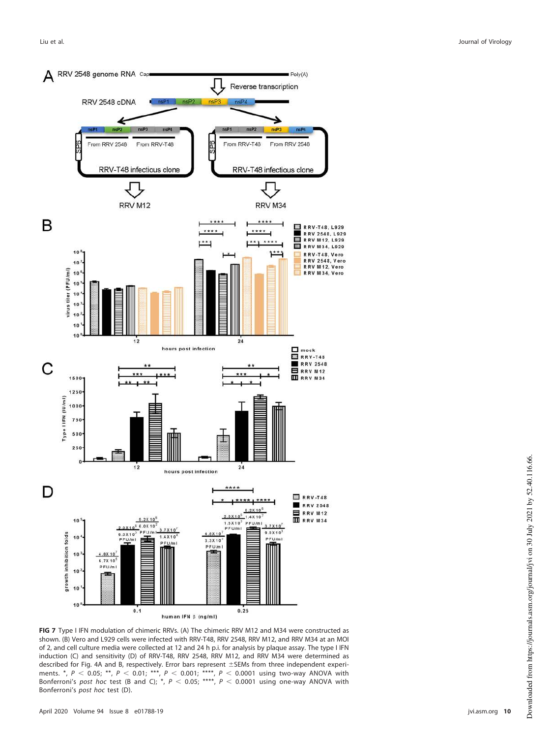**FIG 7** Type I IFN modulation of chimeric RRVs. (A) The chimeric RRV M12 and M34 were constructed as shown. (B) Vero and L929 cells were infected with RRV-T48, RRV 2548, RRV M12, and RRV M34 at an MOI of 2, and cell culture media were collected at 12 and 24 h p.i. for analysis by plaque assay. The type I IFN induction (C) and sensitivity (D) of RRV-T48, RRV 2548, RRV M12, and RRV M34 were determined as described for Fig. 4A and B, respectively. Error bars represent ±SEMs from three independent experiments. *, $P < 0.05$; **, $P < 0.01$; ***, $P < 0.001$; ****, $P < 0.0001$ using two-way ANOVA with Bonferroni's *post hoc* test (B and C); *, $P < 0.05$; ****, $P < 0.0001$ using one-way ANOVA with Bonferroni's *post hoc* test (D).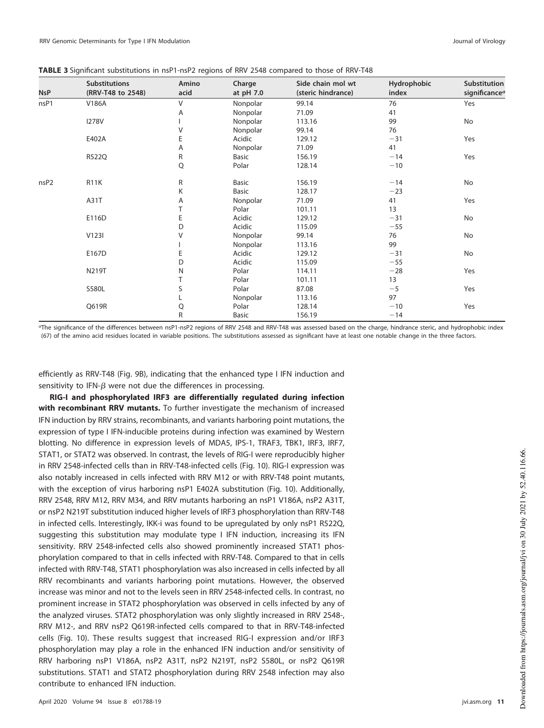**TABLE 3** Significant substitutions in nsP1-nsP2 regions of RRV 2548 compared to those of RRV-T48

| NsP | Substitutions (RRV-T48 to 2548) | Amino acid | Charge at pH 7.0 | Side chain mol wt (steric hindrance) | Hydrophobic index | Substitution significance[a] |
|---|---|---|---|---|---|---|
| nsP1 | V186A | V | Nonpolar | 99.14 | 76 | Yes |
| | | A | Nonpolar | 71.09 | 41 | |
| | I278V | I | Nonpolar | 113.16 | 99 | No |
| | | V | Nonpolar | 99.14 | 76 | |
| | E402A | E | Acidic | 129.12 | −31 | Yes |
| | | A | Nonpolar | 71.09 | 41 | |
| | R522Q | R | Basic | 156.19 | −14 | Yes |
| | | Q | Polar | 128.14 | −10 | |
| nsP2 | R11K | R | Basic | 156.19 | −14 | No |
| | | K | Basic | 128.17 | −23 | |
| | A31T | A | Nonpolar | 71.09 | 41 | Yes |
| | | T | Polar | 101.11 | 13 | |
| | E116D | E | Acidic | 129.12 | −31 | No |
| | | D | Acidic | 115.09 | −55 | |
| | V123I | V | Nonpolar | 99.14 | 76 | No |
| | | I | Nonpolar | 113.16 | 99 | |
| | E167D | E | Acidic | 129.12 | −31 | No |
| | | D | Acidic | 115.09 | −55 | |
| | N219T | N | Polar | 114.11 | −28 | Yes |
| | | T | Polar | 101.11 | 13 | |
| | S580L | S | Polar | 87.08 | −5 | Yes |
| | | L | Nonpolar | 113.16 | 97 | |
| | Q619R | Q | Polar | 128.14 | −10 | Yes |
| | | R | Basic | 156.19 | −14 | |

[a]The significance of the differences between nsP1-nsP2 regions of RRV 2548 and RRV-T48 was assessed based on the charge, hindrance steric, and hydrophobic index (67) of the amino acid residues located in variable positions. The substitutions assessed as significant have at least one notable change in the three factors.

efficiently as RRV-T48 (Fig. 9B), indicating that the enhanced type I IFN induction and sensitivity to IFN-$\beta$ were not due the differences in processing.

**RIG-I and phosphorylated IRF3 are differentially regulated during infection with recombinant RRV mutants.** To further investigate the mechanism of increased IFN induction by RRV strains, recombinants, and variants harboring point mutations, the expression of type I IFN-inducible proteins during infection was examined by Western blotting. No difference in expression levels of MDA5, IPS-1, TRAF3, TBK1, IRF3, IRF7, STAT1, or STAT2 was observed. In contrast, the levels of RIG-I were reproducibly higher in RRV 2548-infected cells than in RRV-T48-infected cells (Fig. 10). RIG-I expression was also notably increased in cells infected with RRV M12 or with RRV-T48 point mutants, with the exception of virus harboring nsP1 E402A substitution (Fig. 10). Additionally, RRV 2548, RRV M12, RRV M34, and RRV mutants harboring an nsP1 V186A, nsP2 A31T, or nsP2 N219T substitution induced higher levels of IRF3 phosphorylation than RRV-T48 in infected cells. Interestingly, IKK-i was found to be upregulated by only nsP1 R522Q, suggesting this substitution may modulate type I IFN induction, increasing its IFN sensitivity. RRV 2548-infected cells also showed prominently increased STAT1 phosphorylation compared to that in cells infected with RRV-T48. Compared to that in cells infected with RRV-T48, STAT1 phosphorylation was also increased in cells infected by all RRV recombinants and variants harboring point mutations. However, the observed increase was minor and not to the levels seen in RRV 2548-infected cells. In contrast, no prominent increase in STAT2 phosphorylation was observed in cells infected by any of the analyzed viruses. STAT2 phosphorylation was only slightly increased in RRV 2548-, RRV M12-, and RRV nsP2 Q619R-infected cells compared to that in RRV-T48-infected cells (Fig. 10). These results suggest that increased RIG-I expression and/or IRF3 phosphorylation may play a role in the enhanced IFN induction and/or sensitivity of RRV harboring nsP1 V186A, nsP2 A31T, nsP2 N219T, nsP2 S580L, or nsP2 Q619R substitutions. STAT1 and STAT2 phosphorylation during RRV 2548 infection may also contribute to enhanced IFN induction.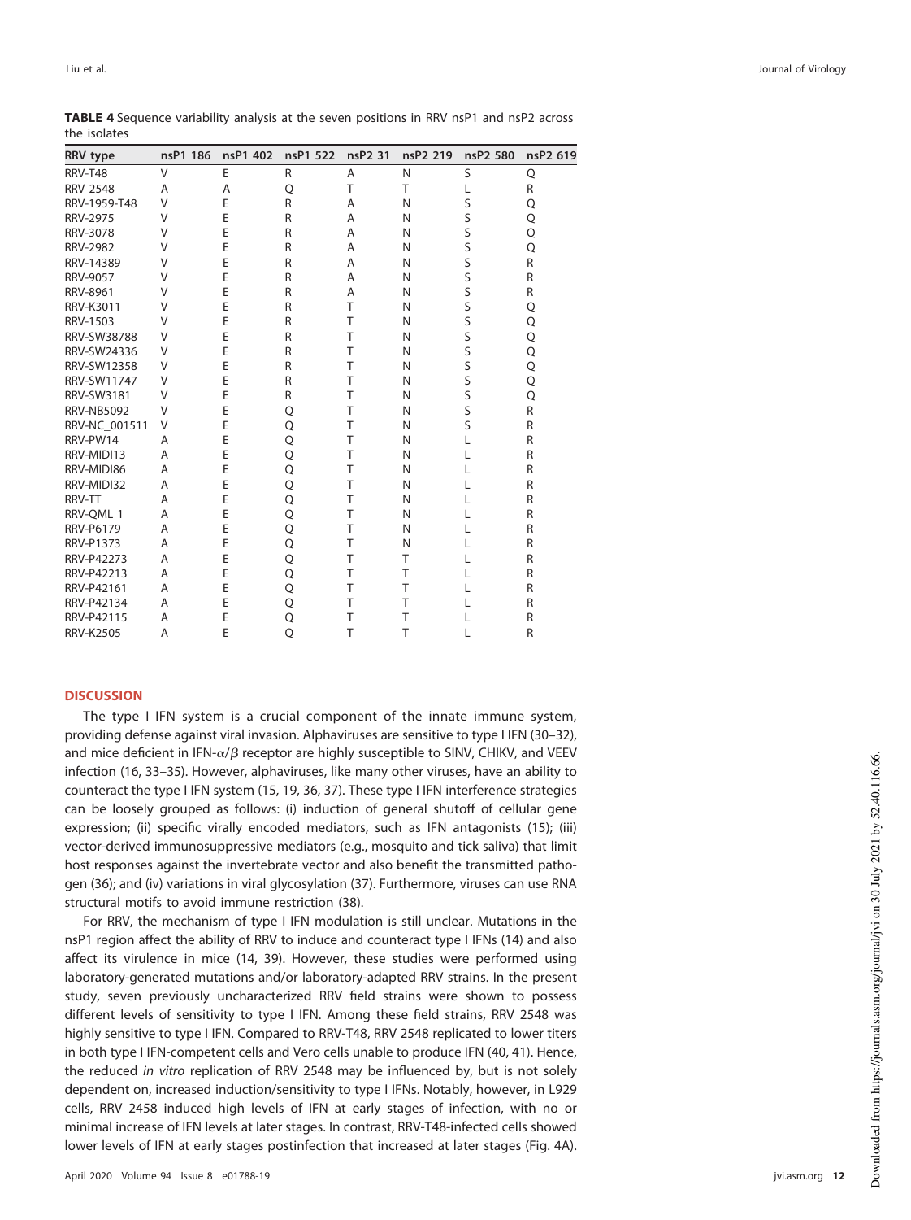**TABLE 4** Sequence variability analysis at the seven positions in RRV nsP1 and nsP2 across the isolates

| RRV type | nsP1 186 | nsP1 402 | nsP1 522 | nsP2 31 | nsP2 219 | nsP2 580 | nsP2 619 |
|---|---|---|---|---|---|---|---|
| RRV-T48 | V | E | R | A | N | S | Q |
| RRV 2548 | A | A | Q | T | T | L | R |
| RRV-1959-T48 | V | E | R | A | N | S | Q |
| RRV-2975 | V | E | R | A | N | S | Q |
| RRV-3078 | V | E | R | A | N | S | Q |
| RRV-2982 | V | E | R | A | N | S | Q |
| RRV-14389 | V | E | R | A | N | S | R |
| RRV-9057 | V | E | R | A | N | S | R |
| RRV-8961 | V | E | R | A | N | S | R |
| RRV-K3011 | V | E | R | T | N | S | Q |
| RRV-1503 | V | E | R | T | N | S | Q |
| RRV-SW38788 | V | E | R | T | N | S | Q |
| RRV-SW24336 | V | E | R | T | N | S | Q |
| RRV-SW12358 | V | E | R | T | N | S | Q |
| RRV-SW11747 | V | E | R | T | N | S | Q |
| RRV-SW3181 | V | E | R | T | N | S | Q |
| RRV-NB5092 | V | E | Q | T | N | S | R |
| RRV-NC_001511 | V | E | Q | T | N | S | R |
| RRV-PW14 | A | E | Q | T | N | L | R |
| RRV-MIDI13 | A | E | Q | T | N | L | R |
| RRV-MIDI86 | A | E | Q | T | N | L | R |
| RRV-MIDI32 | A | E | Q | T | N | L | R |
| RRV-TT | A | E | Q | T | N | L | R |
| RRV-QML 1 | A | E | Q | T | N | L | R |
| RRV-P6179 | A | E | Q | T | N | L | R |
| RRV-P1373 | A | E | Q | T | N | L | R |
| RRV-P42273 | A | E | Q | T | T | L | R |
| RRV-P42213 | A | E | Q | T | T | L | R |
| RRV-P42161 | A | E | Q | T | T | L | R |
| RRV-P42134 | A | E | Q | T | T | L | R |
| RRV-P42115 | A | E | Q | T | T | L | R |
| RRV-K2505 | A | E | Q | T | T | L | R |

## DISCUSSION

The type I IFN system is a crucial component of the innate immune system, providing defense against viral invasion. Alphaviruses are sensitive to type I IFN (30–32), and mice deficient in IFN-$\alpha/\beta$ receptor are highly susceptible to SINV, CHIKV, and VEEV infection (16, 33–35). However, alphaviruses, like many other viruses, have an ability to counteract the type I IFN system (15, 19, 36, 37). These type I IFN interference strategies can be loosely grouped as follows: (i) induction of general shutoff of cellular gene expression; (ii) specific virally encoded mediators, such as IFN antagonists (15); (iii) vector-derived immunosuppressive mediators (e.g., mosquito and tick saliva) that limit host responses against the invertebrate vector and also benefit the transmitted pathogen (36); and (iv) variations in viral glycosylation (37). Furthermore, viruses can use RNA structural motifs to avoid immune restriction (38).

For RRV, the mechanism of type I IFN modulation is still unclear. Mutations in the nsP1 region affect the ability of RRV to induce and counteract type I IFNs (14) and also affect its virulence in mice (14, 39). However, these studies were performed using laboratory-generated mutations and/or laboratory-adapted RRV strains. In the present study, seven previously uncharacterized RRV field strains were shown to possess different levels of sensitivity to type I IFN. Among these field strains, RRV 2548 was highly sensitive to type I IFN. Compared to RRV-T48, RRV 2548 replicated to lower titers in both type I IFN-competent cells and Vero cells unable to produce IFN (40, 41). Hence, the reduced *in vitro* replication of RRV 2548 may be influenced by, but is not solely dependent on, increased induction/sensitivity to type I IFNs. Notably, however, in L929 cells, RRV 2458 induced high levels of IFN at early stages of infection, with no or minimal increase of IFN levels at later stages. In contrast, RRV-T48-infected cells showed lower levels of IFN at early stages postinfection that increased at later stages (Fig. 4A).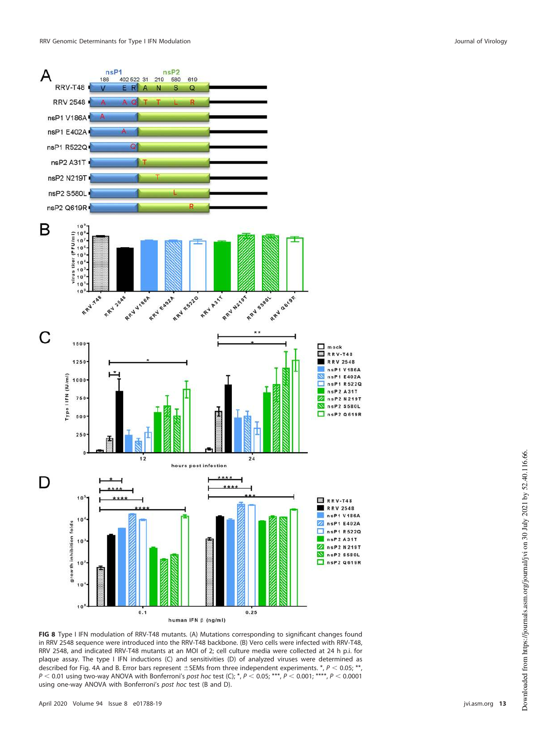**FIG 8** Type I IFN modulation of RRV-T48 mutants. (A) Mutations corresponding to significant changes found in RRV 2548 sequence were introduced into the RRV-T48 backbone. (B) Vero cells were infected with RRV-T48, RRV 2548, and indicated RRV-T48 mutants at an MOI of 2; cell culture media were collected at 24 h p.i. for plaque assay. The type I IFN inductions (C) and sensitivities (D) of analyzed viruses were determined as described for Fig. 4A and B. Error bars represent ±SEMs from three independent experiments. *, $P < 0.05$; **, $P < 0.01$ using two-way ANOVA with Bonferroni's *post hoc* test (C); *, $P < 0.05$; ***, $P < 0.001$; ****, $P < 0.0001$ using one-way ANOVA with Bonferroni's *post hoc* test (B and D).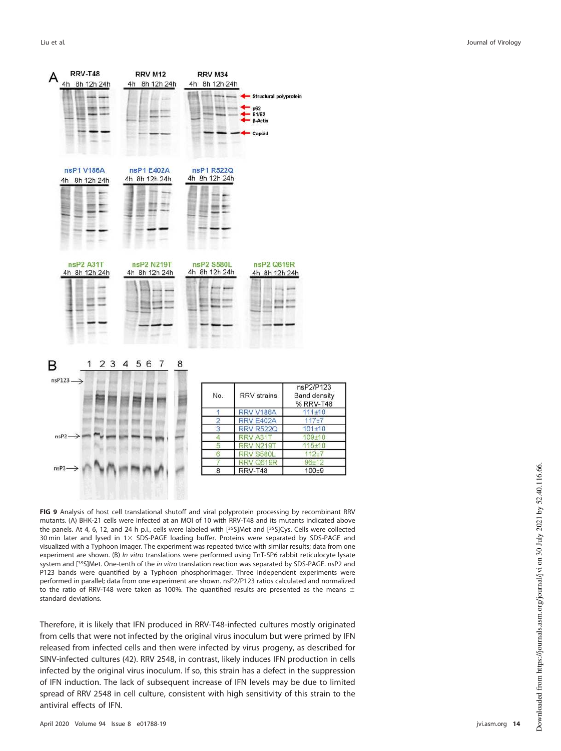| No. | RRV strains | nsP2/P123 Band density % RRV-T48 |
|---|---|---|
| 1 | RRV V186A | 111±10 |
| 2 | RRV E402A | 117±7 |
| 3 | RRV R522Q | 101±10 |
| 4 | RRV A31T | 109±10 |
| 5 | RRV N219T | 115±10 |
| 6 | RRV S580L | 112±7 |
| 7 | RRV Q619R | 96±12 |
| 8 | RRV-T48 | 100±9 |

**FIG 9** Analysis of host cell translational shutoff and viral polyprotein processing by recombinant RRV mutants. (A) BHK-21 cells were infected at an MOI of 10 with RRV-T48 and its mutants indicated above the panels. At 4, 6, 12, and 24 h p.i., cells were labeled with [35S]Met and [35S]Cys. Cells were collected 30 min later and lysed in 1× SDS-PAGE loading buffer. Proteins were separated by SDS-PAGE and visualized with a Typhoon imager. The experiment was repeated twice with similar results; data from one experiment are shown. (B) *In vitro* translations were performed using TnT-SP6 rabbit reticulocyte lysate system and [35S]Met. One-tenth of the *in vitro* translation reaction was separated by SDS-PAGE. nsP2 and P123 bands were quantified by a Typhoon phosphorimager. Three independent experiments were performed in parallel; data from one experiment are shown. nsP2/P123 ratios calculated and normalized to the ratio of RRV-T48 were taken as 100%. The quantified results are presented as the means ± standard deviations.

Therefore, it is likely that IFN produced in RRV-T48-infected cultures mostly originated from cells that were not infected by the original virus inoculum but were primed by IFN released from infected cells and then were infected by virus progeny, as described for SINV-infected cultures (42). RRV 2548, in contrast, likely induces IFN production in cells infected by the original virus inoculum. If so, this strain has a defect in the suppression of IFN induction. The lack of subsequent increase of IFN levels may be due to limited spread of RRV 2548 in cell culture, consistent with high sensitivity of this strain to the antiviral effects of IFN.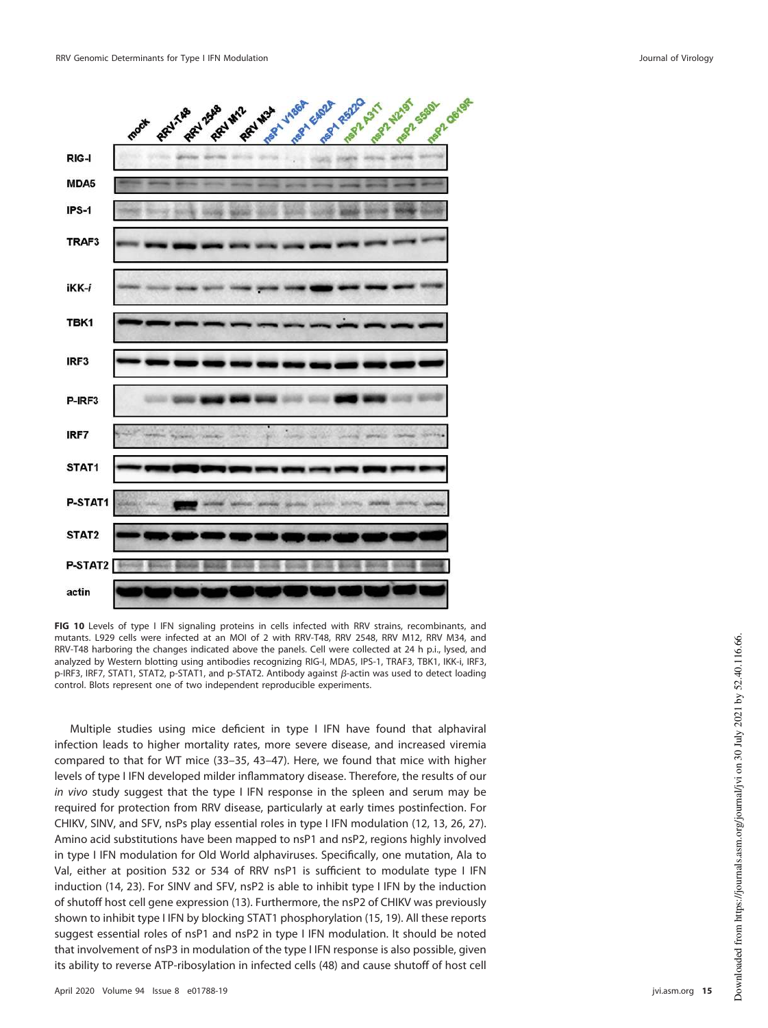**FIG 10** Levels of type I IFN signaling proteins in cells infected with RRV strains, recombinants, and mutants. L929 cells were infected at an MOI of 2 with RRV-T48, RRV 2548, RRV M12, RRV M34, and RRV-T48 harboring the changes indicated above the panels. Cell were collected at 24 h p.i., lysed, and analyzed by Western blotting using antibodies recognizing RIG-I, MDA5, IPS-1, TRAF3, TBK1, IKK-i, IRF3, p-IRF3, IRF7, STAT1, STAT2, p-STAT1, and p-STAT2. Antibody against β-actin was used to detect loading control. Blots represent one of two independent reproducible experiments.

Multiple studies using mice deficient in type I IFN have found that alphaviral infection leads to higher mortality rates, more severe disease, and increased viremia compared to that for WT mice (33–35, 43–47). Here, we found that mice with higher levels of type I IFN developed milder inflammatory disease. Therefore, the results of our *in vivo* study suggest that the type I IFN response in the spleen and serum may be required for protection from RRV disease, particularly at early times postinfection. For CHIKV, SINV, and SFV, nsPs play essential roles in type I IFN modulation (12, 13, 26, 27). Amino acid substitutions have been mapped to nsP1 and nsP2, regions highly involved in type I IFN modulation for Old World alphaviruses. Specifically, one mutation, Ala to Val, either at position 532 or 534 of RRV nsP1 is sufficient to modulate type I IFN induction (14, 23). For SINV and SFV, nsP2 is able to inhibit type I IFN by the induction of shutoff host cell gene expression (13). Furthermore, the nsP2 of CHIKV was previously shown to inhibit type I IFN by blocking STAT1 phosphorylation (15, 19). All these reports suggest essential roles of nsP1 and nsP2 in type I IFN modulation. It should be noted that involvement of nsP3 in modulation of the type I IFN response is also possible, given its ability to reverse ATP-ribosylation in infected cells (48) and cause shutoff of host cell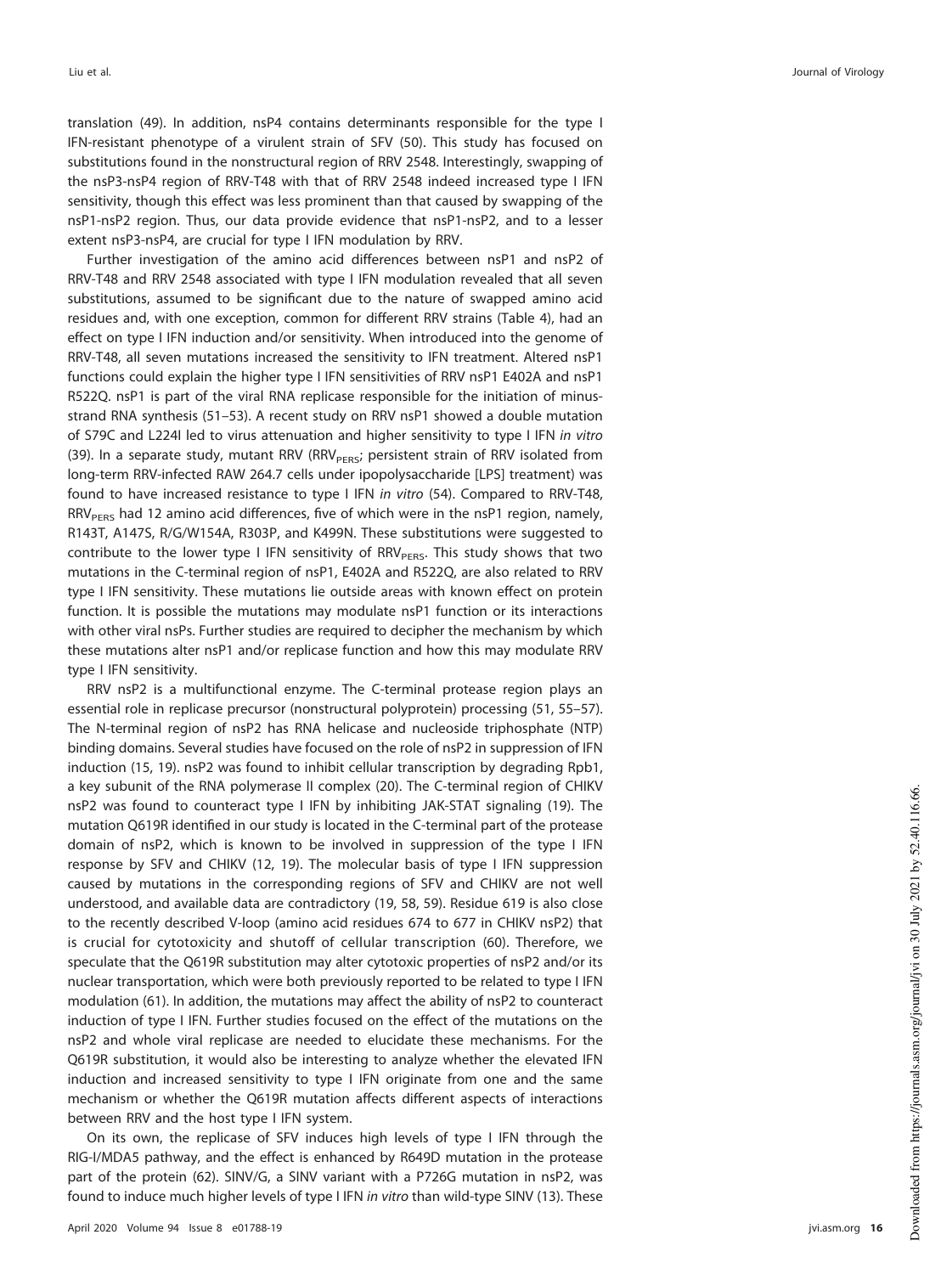translation (49). In addition, nsP4 contains determinants responsible for the type I IFN-resistant phenotype of a virulent strain of SFV (50). This study has focused on substitutions found in the nonstructural region of RRV 2548. Interestingly, swapping of the nsP3-nsP4 region of RRV-T48 with that of RRV 2548 indeed increased type I IFN sensitivity, though this effect was less prominent than that caused by swapping of the nsP1-nsP2 region. Thus, our data provide evidence that nsP1-nsP2, and to a lesser extent nsP3-nsP4, are crucial for type I IFN modulation by RRV.

Further investigation of the amino acid differences between nsP1 and nsP2 of RRV-T48 and RRV 2548 associated with type I IFN modulation revealed that all seven substitutions, assumed to be significant due to the nature of swapped amino acid residues and, with one exception, common for different RRV strains (Table 4), had an effect on type I IFN induction and/or sensitivity. When introduced into the genome of RRV-T48, all seven mutations increased the sensitivity to IFN treatment. Altered nsP1 functions could explain the higher type I IFN sensitivities of RRV nsP1 E402A and nsP1 R522Q. nsP1 is part of the viral RNA replicase responsible for the initiation of minus-strand RNA synthesis (51–53). A recent study on RRV nsP1 showed a double mutation of S79C and L224I led to virus attenuation and higher sensitivity to type I IFN *in vitro* (39). In a separate study, mutant RRV ($RRV_{PERS}$; persistent strain of RRV isolated from long-term RRV-infected RAW 264.7 cells under ipopolysaccharide [LPS] treatment) was found to have increased resistance to type I IFN *in vitro* (54). Compared to RRV-T48, $RRV_{PERS}$ had 12 amino acid differences, five of which were in the nsP1 region, namely, R143T, A147S, R/G/W154A, R303P, and K499N. These substitutions were suggested to contribute to the lower type I IFN sensitivity of $RRV_{PERS}$. This study shows that two mutations in the C-terminal region of nsP1, E402A and R522Q, are also related to RRV type I IFN sensitivity. These mutations lie outside areas with known effect on protein function. It is possible the mutations may modulate nsP1 function or its interactions with other viral nsPs. Further studies are required to decipher the mechanism by which these mutations alter nsP1 and/or replicase function and how this may modulate RRV type I IFN sensitivity.

RRV nsP2 is a multifunctional enzyme. The C-terminal protease region plays an essential role in replicase precursor (nonstructural polyprotein) processing (51, 55–57). The N-terminal region of nsP2 has RNA helicase and nucleoside triphosphate (NTP) binding domains. Several studies have focused on the role of nsP2 in suppression of IFN induction (15, 19). nsP2 was found to inhibit cellular transcription by degrading Rpb1, a key subunit of the RNA polymerase II complex (20). The C-terminal region of CHIKV nsP2 was found to counteract type I IFN by inhibiting JAK-STAT signaling (19). The mutation Q619R identified in our study is located in the C-terminal part of the protease domain of nsP2, which is known to be involved in suppression of the type I IFN response by SFV and CHIKV (12, 19). The molecular basis of type I IFN suppression caused by mutations in the corresponding regions of SFV and CHIKV are not well understood, and available data are contradictory (19, 58, 59). Residue 619 is also close to the recently described V-loop (amino acid residues 674 to 677 in CHIKV nsP2) that is crucial for cytotoxicity and shutoff of cellular transcription (60). Therefore, we speculate that the Q619R substitution may alter cytotoxic properties of nsP2 and/or its nuclear transportation, which were both previously reported to be related to type I IFN modulation (61). In addition, the mutations may affect the ability of nsP2 to counteract induction of type I IFN. Further studies focused on the effect of the mutations on the nsP2 and whole viral replicase are needed to elucidate these mechanisms. For the Q619R substitution, it would also be interesting to analyze whether the elevated IFN induction and increased sensitivity to type I IFN originate from one and the same mechanism or whether the Q619R mutation affects different aspects of interactions between RRV and the host type I IFN system.

On its own, the replicase of SFV induces high levels of type I IFN through the RIG-I/MDA5 pathway, and the effect is enhanced by R649D mutation in the protease part of the protein (62). SINV/G, a SINV variant with a P726G mutation in nsP2, was found to induce much higher levels of type I IFN *in vitro* than wild-type SINV (13). These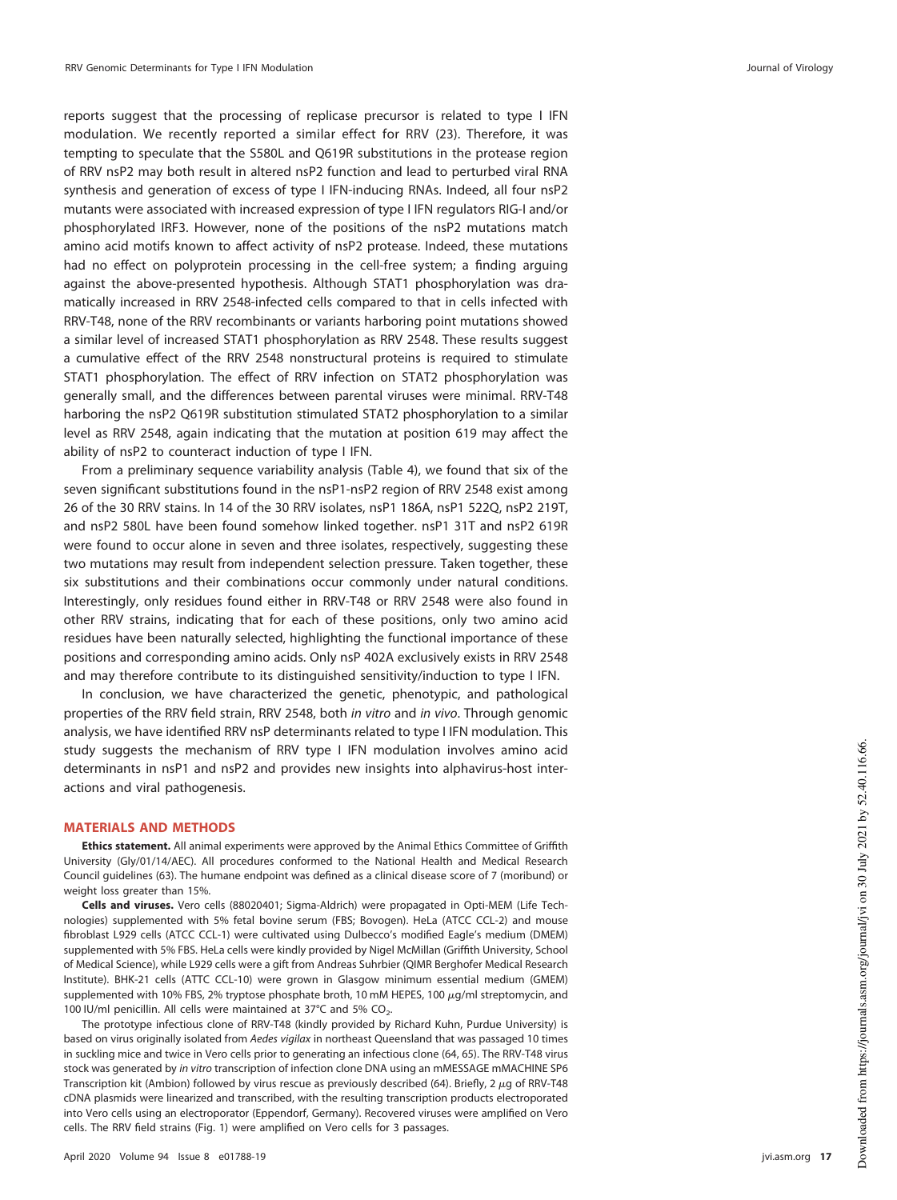reports suggest that the processing of replicase precursor is related to type I IFN modulation. We recently reported a similar effect for RRV (23). Therefore, it was tempting to speculate that the S580L and Q619R substitutions in the protease region of RRV nsP2 may both result in altered nsP2 function and lead to perturbed viral RNA synthesis and generation of excess of type I IFN-inducing RNAs. Indeed, all four nsP2 mutants were associated with increased expression of type I IFN regulators RIG-I and/or phosphorylated IRF3. However, none of the positions of the nsP2 mutations match amino acid motifs known to affect activity of nsP2 protease. Indeed, these mutations had no effect on polyprotein processing in the cell-free system; a finding arguing against the above-presented hypothesis. Although STAT1 phosphorylation was dramatically increased in RRV 2548-infected cells compared to that in cells infected with RRV-T48, none of the RRV recombinants or variants harboring point mutations showed a similar level of increased STAT1 phosphorylation as RRV 2548. These results suggest a cumulative effect of the RRV 2548 nonstructural proteins is required to stimulate STAT1 phosphorylation. The effect of RRV infection on STAT2 phosphorylation was generally small, and the differences between parental viruses were minimal. RRV-T48 harboring the nsP2 Q619R substitution stimulated STAT2 phosphorylation to a similar level as RRV 2548, again indicating that the mutation at position 619 may affect the ability of nsP2 to counteract induction of type I IFN.

From a preliminary sequence variability analysis (Table 4), we found that six of the seven significant substitutions found in the nsP1-nsP2 region of RRV 2548 exist among 26 of the 30 RRV stains. In 14 of the 30 RRV isolates, nsP1 186A, nsP1 522Q, nsP2 219T, and nsP2 580L have been found somehow linked together. nsP1 31T and nsP2 619R were found to occur alone in seven and three isolates, respectively, suggesting these two mutations may result from independent selection pressure. Taken together, these six substitutions and their combinations occur commonly under natural conditions. Interestingly, only residues found either in RRV-T48 or RRV 2548 were also found in other RRV strains, indicating that for each of these positions, only two amino acid residues have been naturally selected, highlighting the functional importance of these positions and corresponding amino acids. Only nsP 402A exclusively exists in RRV 2548 and may therefore contribute to its distinguished sensitivity/induction to type I IFN.

In conclusion, we have characterized the genetic, phenotypic, and pathological properties of the RRV field strain, RRV 2548, both *in vitro* and *in vivo*. Through genomic analysis, we have identified RRV nsP determinants related to type I IFN modulation. This study suggests the mechanism of RRV type I IFN modulation involves amino acid determinants in nsP1 and nsP2 and provides new insights into alphavirus-host interactions and viral pathogenesis.

## MATERIALS AND METHODS

**Ethics statement.** All animal experiments were approved by the Animal Ethics Committee of Griffith University (Gly/01/14/AEC). All procedures conformed to the National Health and Medical Research Council guidelines (63). The humane endpoint was defined as a clinical disease score of 7 (moribund) or weight loss greater than 15%.

**Cells and viruses.** Vero cells (88020401; Sigma-Aldrich) were propagated in Opti-MEM (Life Technologies) supplemented with 5% fetal bovine serum (FBS; Bovogen). HeLa (ATCC CCL-2) and mouse fibroblast L929 cells (ATCC CCL-1) were cultivated using Dulbecco's modified Eagle's medium (DMEM) supplemented with 5% FBS. HeLa cells were kindly provided by Nigel McMillan (Griffith University, School of Medical Science), while L929 cells were a gift from Andreas Suhrbier (QIMR Berghofer Medical Research Institute). BHK-21 cells (ATTC CCL-10) were grown in Glasgow minimum essential medium (GMEM) supplemented with 10% FBS, 2% tryptose phosphate broth, 10 mM HEPES, 100 $\mu$g/ml streptomycin, and 100 IU/ml penicillin. All cells were maintained at 37°C and 5% $CO_2$.

The prototype infectious clone of RRV-T48 (kindly provided by Richard Kuhn, Purdue University) is based on virus originally isolated from *Aedes vigilax* in northeast Queensland that was passaged 10 times in suckling mice and twice in Vero cells prior to generating an infectious clone (64, 65). The RRV-T48 virus stock was generated by *in vitro* transcription of infection clone DNA using an mMESSAGE mMACHINE SP6 Transcription kit (Ambion) followed by virus rescue as previously described (64). Briefly, 2 $\mu$g of RRV-T48 cDNA plasmids were linearized and transcribed, with the resulting transcription products electroporated into Vero cells using an electroporator (Eppendorf, Germany). Recovered viruses were amplified on Vero cells. The RRV field strains (Fig. 1) were amplified on Vero cells for 3 passages.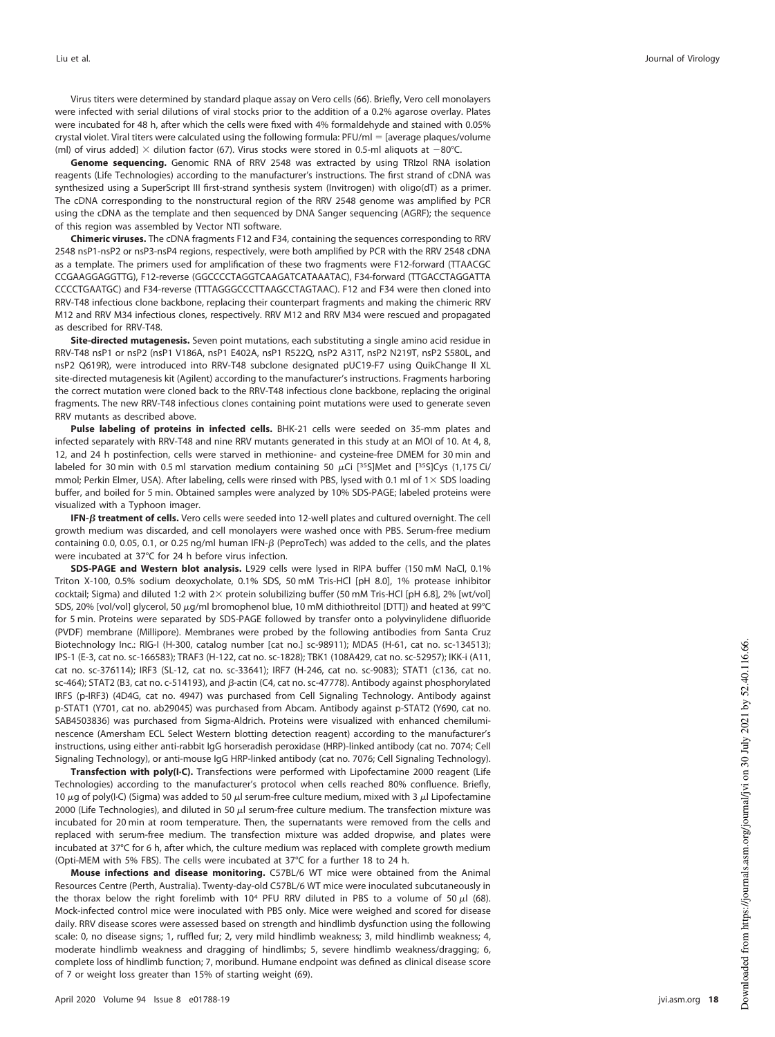Virus titers were determined by standard plaque assay on Vero cells (66). Briefly, Vero cell monolayers were infected with serial dilutions of viral stocks prior to the addition of a 0.2% agarose overlay. Plates were incubated for 48 h, after which the cells were fixed with 4% formaldehyde and stained with 0.05% crystal violet. Viral titers were calculated using the following formula: PFU/ml = [average plaques/volume (ml) of virus added] × dilution factor (67). Virus stocks were stored in 0.5-ml aliquots at −80°C.

**Genome sequencing.** Genomic RNA of RRV 2548 was extracted by using TRIzol RNA isolation reagents (Life Technologies) according to the manufacturer's instructions. The first strand of cDNA was synthesized using a SuperScript III first-strand synthesis system (Invitrogen) with oligo(dT) as a primer. The cDNA corresponding to the nonstructural region of the RRV 2548 genome was amplified by PCR using the cDNA as the template and then sequenced by DNA Sanger sequencing (AGRF); the sequence of this region was assembled by Vector NTI software.

**Chimeric viruses.** The cDNA fragments F12 and F34, containing the sequences corresponding to RRV 2548 nsP1-nsP2 or nsP3-nsP4 regions, respectively, were both amplified by PCR with the RRV 2548 cDNA as a template. The primers used for amplification of these two fragments were F12-forward (TTAACGC CCGAAGGAGGTTG), F12-reverse (GGCCCCTAGGTCAAGATCATAAATAC), F34-forward (TTGACCTAGGATTA CCCCTGAATGC) and F34-reverse (TTTAGGGCCCTTAAGCCTAGTAAC). F12 and F34 were then cloned into RRV-T48 infectious clone backbone, replacing their counterpart fragments and making the chimeric RRV M12 and RRV M34 infectious clones, respectively. RRV M12 and RRV M34 were rescued and propagated as described for RRV-T48.

**Site-directed mutagenesis.** Seven point mutations, each substituting a single amino acid residue in RRV-T48 nsP1 or nsP2 (nsP1 V186A, nsP1 E402A, nsP1 R522Q, nsP2 A31T, nsP2 N219T, nsP2 S580L, and nsP2 Q619R), were introduced into RRV-T48 subclone designated pUC19-F7 using QuikChange II XL site-directed mutagenesis kit (Agilent) according to the manufacturer's instructions. Fragments harboring the correct mutation were cloned back to the RRV-T48 infectious clone backbone, replacing the original fragments. The new RRV-T48 infectious clones containing point mutations were used to generate seven RRV mutants as described above.

**Pulse labeling of proteins in infected cells.** BHK-21 cells were seeded on 35-mm plates and infected separately with RRV-T48 and nine RRV mutants generated in this study at an MOI of 10. At 4, 8, 12, and 24 h postinfection, cells were starved in methionine- and cysteine-free DMEM for 30 min and labeled for 30 min with 0.5 ml starvation medium containing 50 μCi [$^{35}$S]Met and [$^{35}$S]Cys (1,175 Ci/mmol; Perkin Elmer, USA). After labeling, cells were rinsed with PBS, lysed with 0.1 ml of 1× SDS loading buffer, and boiled for 5 min. Obtained samples were analyzed by 10% SDS-PAGE; labeled proteins were visualized with a Typhoon imager.

**IFN-β treatment of cells.** Vero cells were seeded into 12-well plates and cultured overnight. The cell growth medium was discarded, and cell monolayers were washed once with PBS. Serum-free medium containing 0.0, 0.05, 0.1, or 0.25 ng/ml human IFN-β (PeproTech) was added to the cells, and the plates were incubated at 37°C for 24 h before virus infection.

**SDS-PAGE and Western blot analysis.** L929 cells were lysed in RIPA buffer (150 mM NaCl, 0.1% Triton X-100, 0.5% sodium deoxycholate, 0.1% SDS, 50 mM Tris-HCl [pH 8.0], 1% protease inhibitor cocktail; Sigma) and diluted 1:2 with 2× protein solubilizing buffer (50 mM Tris-HCl [pH 6.8], 2% [wt/vol] SDS, 20% [vol/vol] glycerol, 50 μg/ml bromophenol blue, 10 mM dithiothreitol [DTT]) and heated at 99°C for 5 min. Proteins were separated by SDS-PAGE followed by transfer onto a polyvinylidene difluoride (PVDF) membrane (Millipore). Membranes were probed by the following antibodies from Santa Cruz Biotechnology Inc.: RIG-I (H-300, catalog number [cat no.] sc-98911); MDA5 (H-61, cat no. sc-134513); IPS-1 (E-3, cat no. sc-166583); TRAF3 (H-122, cat no. sc-1828); TBK1 (108A429, cat no. sc-52957); IKK-i (A11, cat no. sc-376114); IRF3 (SL-12, cat no. sc-33641); IRF7 (H-246, cat no. sc-9083); STAT1 (c136, cat no. sc-464); STAT2 (B3, cat no. c-514193), and β-actin (C4, cat no. sc-47778). Antibody against phosphorylated IRF3 (p-IRF3) (4D4G, cat no. 4947) was purchased from Cell Signaling Technology. Antibody against p-STAT1 (Y701, cat no. ab29045) was purchased from Abcam. Antibody against p-STAT2 (Y690, cat no. SAB4503836) was purchased from Sigma-Aldrich. Proteins were visualized with enhanced chemiluminescence (Amersham ECL Select Western blotting detection reagent) according to the manufacturer's instructions, using either anti-rabbit IgG horseradish peroxidase (HRP)-linked antibody (cat no. 7074; Cell Signaling Technology), or anti-mouse IgG HRP-linked antibody (cat no. 7076; Cell Signaling Technology).

**Transfection with poly(I·C).** Transfections were performed with Lipofectamine 2000 reagent (Life Technologies) according to the manufacturer's protocol when cells reached 80% confluence. Briefly, 10 μg of poly(I·C) (Sigma) was added to 50 μl serum-free culture medium, mixed with 3 μl Lipofectamine 2000 (Life Technologies), and diluted in 50 μl serum-free culture medium. The transfection mixture was incubated for 20 min at room temperature. Then, the supernatants were removed from the cells and replaced with serum-free medium. The transfection mixture was added dropwise, and plates were incubated at 37°C for 6 h, after which, the culture medium was replaced with complete growth medium (Opti-MEM with 5% FBS). The cells were incubated at 37°C for a further 18 to 24 h.

**Mouse infections and disease monitoring.** C57BL/6 WT mice were obtained from the Animal Resources Centre (Perth, Australia). Twenty-day-old C57BL/6 WT mice were inoculated subcutaneously in the thorax below the right forelimb with $10^4$ PFU RRV diluted in PBS to a volume of 50 μl (68). Mock-infected control mice were inoculated with PBS only. Mice were weighed and scored for disease daily. RRV disease scores were assessed based on strength and hindlimb dysfunction using the following scale: 0, no disease signs; 1, ruffled fur; 2, very mild hindlimb weakness; 3, mild hindlimb weakness; 4, moderate hindlimb weakness and dragging of hindlimbs; 5, severe hindlimb weakness/dragging; 6, complete loss of hindlimb function; 7, moribund. Humane endpoint was defined as clinical disease score of 7 or weight loss greater than 15% of starting weight (69).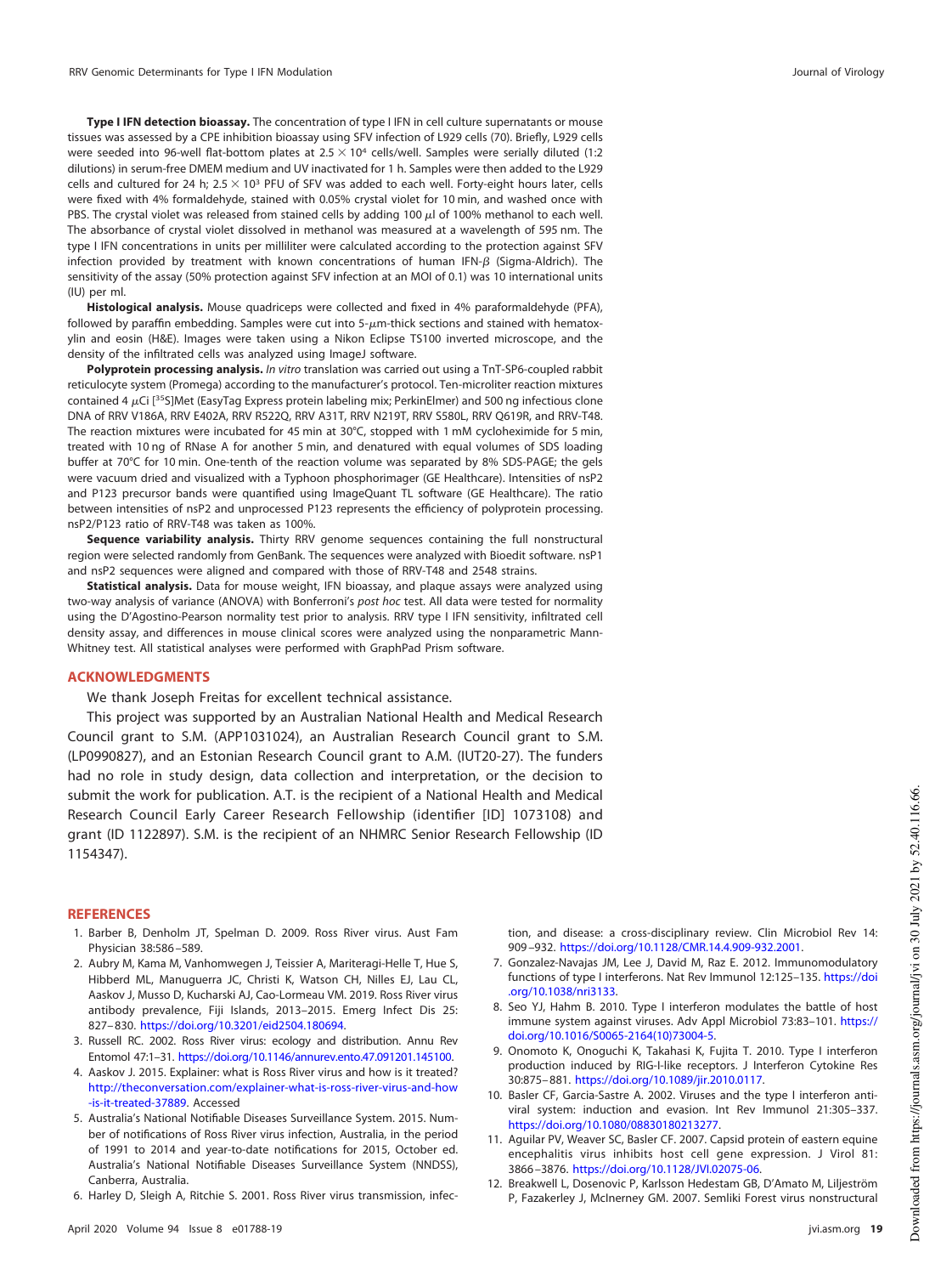**Type I IFN detection bioassay.** The concentration of type I IFN in cell culture supernatants or mouse tissues was assessed by a CPE inhibition bioassay using SFV infection of L929 cells (70). Briefly, L929 cells were seeded into 96-well flat-bottom plates at $2.5 \times 10^4$ cells/well. Samples were serially diluted (1:2 dilutions) in serum-free DMEM medium and UV inactivated for 1 h. Samples were then added to the L929 cells and cultured for 24 h; $2.5 \times 10^3$ PFU of SFV was added to each well. Forty-eight hours later, cells were fixed with 4% formaldehyde, stained with 0.05% crystal violet for 10 min, and washed once with PBS. The crystal violet was released from stained cells by adding 100 $\mu$l of 100% methanol to each well. The absorbance of crystal violet dissolved in methanol was measured at a wavelength of 595 nm. The type I IFN concentrations in units per milliliter were calculated according to the protection against SFV infection provided by treatment with known concentrations of human IFN-$\beta$ (Sigma-Aldrich). The sensitivity of the assay (50% protection against SFV infection at an MOI of 0.1) was 10 international units (IU) per ml.

**Histological analysis.** Mouse quadriceps were collected and fixed in 4% paraformaldehyde (PFA), followed by paraffin embedding. Samples were cut into 5-$\mu$m-thick sections and stained with hematoxylin and eosin (H&E). Images were taken using a Nikon Eclipse TS100 inverted microscope, and the density of the infiltrated cells was analyzed using ImageJ software.

**Polyprotein processing analysis.** *In vitro* translation was carried out using a TnT-SP6-coupled rabbit reticulocyte system (Promega) according to the manufacturer's protocol. Ten-microliter reaction mixtures contained 4 $\mu$Ci [$^{35}$S]Met (EasyTag Express protein labeling mix; PerkinElmer) and 500 ng infectious clone DNA of RRV V186A, RRV E402A, RRV R522Q, RRV A31T, RRV N219T, RRV S580L, RRV Q619R, and RRV-T48. The reaction mixtures were incubated for 45 min at 30°C, stopped with 1 mM cycloheximide for 5 min, treated with 10 ng of RNase A for another 5 min, and denatured with equal volumes of SDS loading buffer at 70°C for 10 min. One-tenth of the reaction volume was separated by 8% SDS-PAGE; the gels were vacuum dried and visualized with a Typhoon phosphorimager (GE Healthcare). Intensities of nsP2 and P123 precursor bands were quantified using ImageQuant TL software (GE Healthcare). The ratio between intensities of nsP2 and unprocessed P123 represents the efficiency of polyprotein processing. nsP2/P123 ratio of RRV-T48 was taken as 100%.

**Sequence variability analysis.** Thirty RRV genome sequences containing the full nonstructural region were selected randomly from GenBank. The sequences were analyzed with Bioedit software. nsP1 and nsP2 sequences were aligned and compared with those of RRV-T48 and 2548 strains.

**Statistical analysis.** Data for mouse weight, IFN bioassay, and plaque assays were analyzed using two-way analysis of variance (ANOVA) with Bonferroni's *post hoc* test. All data were tested for normality using the D'Agostino-Pearson normality test prior to analysis. RRV type I IFN sensitivity, infiltrated cell density assay, and differences in mouse clinical scores were analyzed using the nonparametric Mann-Whitney test. All statistical analyses were performed with GraphPad Prism software.

## ACKNOWLEDGMENTS

We thank Joseph Freitas for excellent technical assistance.

This project was supported by an Australian National Health and Medical Research Council grant to S.M. (APP1031024), an Australian Research Council grant to S.M. (LP0990827), and an Estonian Research Council grant to A.M. (IUT20-27). The funders had no role in study design, data collection and interpretation, or the decision to submit the work for publication. A.T. is the recipient of a National Health and Medical Research Council Early Career Research Fellowship (identifier [ID] 1073108) and grant (ID 1122897). S.M. is the recipient of an NHMRC Senior Research Fellowship (ID 1154347).

## REFERENCES

1. Barber B, Denholm JT, Spelman D. 2009. Ross River virus. Aust Fam Physician 38:586–589.
2. Aubry M, Kama M, Vanhomwegen J, Teissier A, Mariteragi-Helle T, Hue S, Hibberd ML, Manuguerra JC, Christi K, Watson CH, Nilles EJ, Lau CL, Aaskov J, Musso D, Kucharski AJ, Cao-Lormeau VM. 2019. Ross River virus antibody prevalence, Fiji Islands, 2013–2015. Emerg Infect Dis 25: 827–830. https://doi.org/10.3201/eid2504.180694.
3. Russell RC. 2002. Ross River virus: ecology and distribution. Annu Rev Entomol 47:1–31. https://doi.org/10.1146/annurev.ento.47.091201.145100.
4. Aaskov J. 2015. Explainer: what is Ross River virus and how is it treated? http://theconversation.com/explainer-what-is-ross-river-virus-and-how-is-it-treated-37889. Accessed
5. Australia's National Notifiable Diseases Surveillance System. 2015. Number of notifications of Ross River virus infection, Australia, in the period of 1991 to 2014 and year-to-date notifications for 2015, October ed. Australia's National Notifiable Diseases Surveillance System (NNDSS), Canberra, Australia.
6. Harley D, Sleigh A, Ritchie S. 2001. Ross River virus transmission, infection, and disease: a cross-disciplinary review. Clin Microbiol Rev 14: 909–932. https://doi.org/10.1128/CMR.14.4.909-932.2001.
7. Gonzalez-Navajas JM, Lee J, David M, Raz E. 2012. Immunomodulatory functions of type I interferons. Nat Rev Immunol 12:125–135. https://doi.org/10.1038/nri3133.
8. Seo YJ, Hahm B. 2010. Type I interferon modulates the battle of host immune system against viruses. Adv Appl Microbiol 73:83–101. https://doi.org/10.1016/S0065-2164(10)73004-5.
9. Onomoto K, Onoguchi K, Takahasi K, Fujita T. 2010. Type I interferon production induced by RIG-I-like receptors. J Interferon Cytokine Res 30:875–881. https://doi.org/10.1089/jir.2010.0117.
10. Basler CF, Garcia-Sastre A. 2002. Viruses and the type I interferon antiviral system: induction and evasion. Int Rev Immunol 21:305–337. https://doi.org/10.1080/08830180213277.
11. Aguilar PV, Weaver SC, Basler CF. 2007. Capsid protein of eastern equine encephalitis virus inhibits host cell gene expression. J Virol 81: 3866–3876. https://doi.org/10.1128/JVI.02075-06.
12. Breakwell L, Dosenovic P, Karlsson Hedestam GB, D'Amato M, Liljeström P, Fazakerley J, McInerney GM. 2007. Semliki Forest virus nonstructural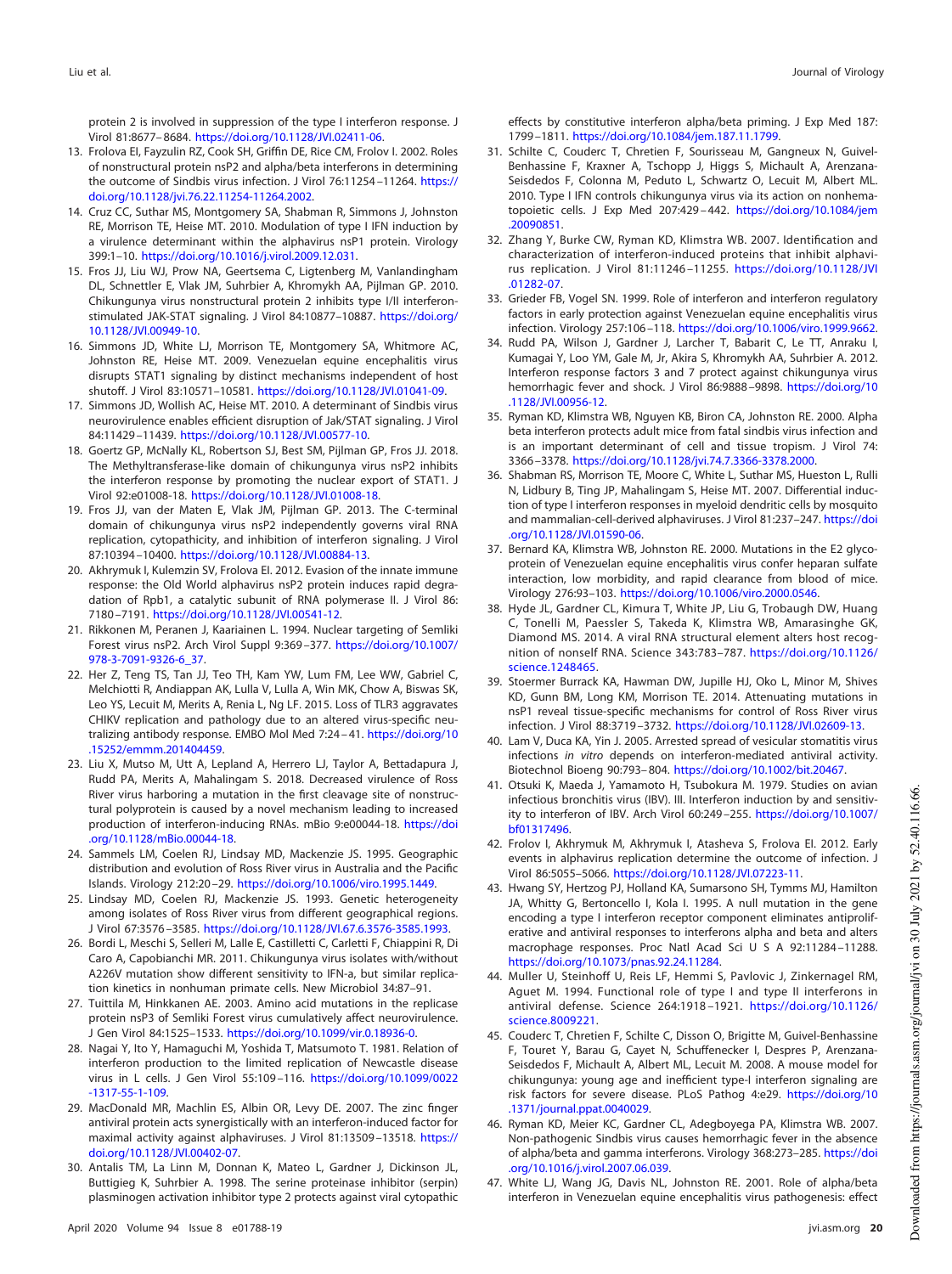protein 2 is involved in suppression of the type I interferon response. J Virol 81:8677–8684. https://doi.org/10.1128/JVI.02411-06.

13. Frolova EI, Fayzulin RZ, Cook SH, Griffin DE, Rice CM, Frolov I. 2002. Roles of nonstructural protein nsP2 and alpha/beta interferons in determining the outcome of Sindbis virus infection. J Virol 76:11254–11264. https://doi.org/10.1128/jvi.76.22.11254-11264.2002.
14. Cruz CC, Suthar MS, Montgomery SA, Shabman R, Simmons J, Johnston RE, Morrison TE, Heise MT. 2010. Modulation of type I IFN induction by a virulence determinant within the alphavirus nsP1 protein. Virology 399:1–10. https://doi.org/10.1016/j.virol.2009.12.031.
15. Fros JJ, Liu WJ, Prow NA, Geertsema C, Ligtenberg M, Vanlandingham DL, Schnettler E, Vlak JM, Suhrbier A, Khromykh AA, Pijlman GP. 2010. Chikungunya virus nonstructural protein 2 inhibits type I/II interferon-stimulated JAK-STAT signaling. J Virol 84:10877–10887. https://doi.org/10.1128/JVI.00949-10.
16. Simmons JD, White LJ, Morrison TE, Montgomery SA, Whitmore AC, Johnston RE, Heise MT. 2009. Venezuelan equine encephalitis virus disrupts STAT1 signaling by distinct mechanisms independent of host shutoff. J Virol 83:10571–10581. https://doi.org/10.1128/JVI.01041-09.
17. Simmons JD, Wollish AC, Heise MT. 2010. A determinant of Sindbis virus neurovirulence enables efficient disruption of Jak/STAT signaling. J Virol 84:11429–11439. https://doi.org/10.1128/JVI.00577-10.
18. Goertz GP, McNally KL, Robertson SJ, Best SM, Pijlman GP, Fros JJ. 2018. The Methyltransferase-like domain of chikungunya virus nsP2 inhibits the interferon response by promoting the nuclear export of STAT1. J Virol 92:e01008-18. https://doi.org/10.1128/JVI.01008-18.
19. Fros JJ, van der Maten E, Vlak JM, Pijlman GP. 2013. The C-terminal domain of chikungunya virus nsP2 independently governs viral RNA replication, cytopathicity, and inhibition of interferon signaling. J Virol 87:10394–10400. https://doi.org/10.1128/JVI.00884-13.
20. Akhrymuk I, Kulemzin SV, Frolova EI. 2012. Evasion of the innate immune response: the Old World alphavirus nsP2 protein induces rapid degradation of Rpb1, a catalytic subunit of RNA polymerase II. J Virol 86: 7180–7191. https://doi.org/10.1128/JVI.00541-12.
21. Rikkonen M, Peranen J, Kaariainen L. 1994. Nuclear targeting of Semliki Forest virus nsP2. Arch Virol Suppl 9:369–377. https://doi.org/10.1007/978-3-7091-9326-6_37.
22. Her Z, Teng TS, Tan JJ, Teo TH, Kam YW, Lum FM, Lee WW, Gabriel C, Melchiotti R, Andiappan AK, Lulla V, Lulla A, Win MK, Chow A, Biswas SK, Leo YS, Lecuit M, Merits A, Renia L, Ng LF. 2015. Loss of TLR3 aggravates CHIKV replication and pathology due to an altered virus-specific neutralizing antibody response. EMBO Mol Med 7:24–41. https://doi.org/10.15252/emmm.201404459.
23. Liu X, Mutso M, Utt A, Lepland A, Herrero LJ, Taylor A, Bettadapura J, Rudd PA, Merits A, Mahalingam S. 2018. Decreased virulence of Ross River virus harboring a mutation in the first cleavage site of nonstructural polyprotein is caused by a novel mechanism leading to increased production of interferon-inducing RNAs. mBio 9:e00044-18. https://doi.org/10.1128/mBio.00044-18.
24. Sammels LM, Coelen RJ, Lindsay MD, Mackenzie JS. 1995. Geographic distribution and evolution of Ross River virus in Australia and the Pacific Islands. Virology 212:20–29. https://doi.org/10.1006/viro.1995.1449.
25. Lindsay MD, Coelen RJ, Mackenzie JS. 1993. Genetic heterogeneity among isolates of Ross River virus from different geographical regions. J Virol 67:3576–3585. https://doi.org/10.1128/JVI.67.6.3576-3585.1993.
26. Bordi L, Meschi S, Selleri M, Lalle E, Castilletti C, Carletti F, Chiappini R, Di Caro A, Capobianchi MR. 2011. Chikungunya virus isolates with/without A226V mutation show different sensitivity to IFN-a, but similar replication kinetics in nonhuman primate cells. New Microbiol 34:87–91.
27. Tuittila M, Hinkkanen AE. 2003. Amino acid mutations in the replicase protein nsP3 of Semliki Forest virus cumulatively affect neurovirulence. J Gen Virol 84:1525–1533. https://doi.org/10.1099/vir.0.18936-0.
28. Nagai Y, Ito Y, Hamaguchi M, Yoshida T, Matsumoto T. 1981. Relation of interferon production to the limited replication of Newcastle disease virus in L cells. J Gen Virol 55:109–116. https://doi.org/10.1099/0022-1317-55-1-109.
29. MacDonald MR, Machlin ES, Albin OR, Levy DE. 2007. The zinc finger antiviral protein acts synergistically with an interferon-induced factor for maximal activity against alphaviruses. J Virol 81:13509–13518. https://doi.org/10.1128/JVI.00402-07.
30. Antalis TM, La Linn M, Donnan K, Mateo L, Gardner J, Dickinson JL, Buttigieg K, Suhrbier A. 1998. The serine proteinase inhibitor (serpin) plasminogen activation inhibitor type 2 protects against viral cytopathic effects by constitutive interferon alpha/beta priming. J Exp Med 187: 1799–1811. https://doi.org/10.1084/jem.187.11.1799.
31. Schilte C, Couderc T, Chretien F, Sourisseau M, Gangneux N, Guivel-Benhassine F, Kraxner A, Tschopp J, Higgs S, Michault A, Arenzana-Seisdedos F, Colonna M, Peduto L, Schwartz O, Lecuit M, Albert ML. 2010. Type I IFN controls chikungunya virus via its action on nonhematopoietic cells. J Exp Med 207:429–442. https://doi.org/10.1084/jem.20090851.
32. Zhang Y, Burke CW, Ryman KD, Klimstra WB. 2007. Identification and characterization of interferon-induced proteins that inhibit alphavirus replication. J Virol 81:11246–11255. https://doi.org/10.1128/JVI.01282-07.
33. Grieder FB, Vogel SN. 1999. Role of interferon and interferon regulatory factors in early protection against Venezuelan equine encephalitis virus infection. Virology 257:106–118. https://doi.org/10.1006/viro.1999.9662.
34. Rudd PA, Wilson J, Gardner J, Larcher T, Babarit C, Le TT, Anraku I, Kumagai Y, Loo YM, Gale M, Jr, Akira S, Khromykh AA, Suhrbier A. 2012. Interferon response factors 3 and 7 protect against chikungunya virus hemorrhagic fever and shock. J Virol 86:9888–9898. https://doi.org/10.1128/JVI.00956-12.
35. Ryman KD, Klimstra WB, Nguyen KB, Biron CA, Johnston RE. 2000. Alpha beta interferon protects adult mice from fatal sindbis virus infection and is an important determinant of cell and tissue tropism. J Virol 74: 3366–3378. https://doi.org/10.1128/jvi.74.7.3366-3378.2000.
36. Shabman RS, Morrison TE, Moore C, White L, Suthar MS, Hueston L, Rulli N, Lidbury B, Ting JP, Mahalingam S, Heise MT. 2007. Differential induction of type I interferon responses in myeloid dendritic cells by mosquito and mammalian-cell-derived alphaviruses. J Virol 81:237–247. https://doi.org/10.1128/JVI.01590-06.
37. Bernard KA, Klimstra WB, Johnston RE. 2000. Mutations in the E2 glycoprotein of Venezuelan equine encephalitis virus confer heparan sulfate interaction, low morbidity, and rapid clearance from blood of mice. Virology 276:93–103. https://doi.org/10.1006/viro.2000.0546.
38. Hyde JL, Gardner CL, Kimura T, White JP, Liu G, Trobaugh DW, Huang C, Tonelli M, Paessler S, Takeda K, Klimstra WB, Amarasinghe GK, Diamond MS. 2014. A viral RNA structural element alters host recognition of nonself RNA. Science 343:783–787. https://doi.org/10.1126/science.1248465.
39. Stoermer Burrack KA, Hawman DW, Jupille HJ, Oko L, Minor M, Shives KD, Gunn BM, Long KM, Morrison TE. 2014. Attenuating mutations in nsP1 reveal tissue-specific mechanisms for control of Ross River virus infection. J Virol 88:3719–3732. https://doi.org/10.1128/JVI.02609-13.
40. Lam V, Duca KA, Yin J. 2005. Arrested spread of vesicular stomatitis virus infections *in vitro* depends on interferon-mediated antiviral activity. Biotechnol Bioeng 90:793–804. https://doi.org/10.1002/bit.20467.
41. Otsuki K, Maeda J, Yamamoto H, Tsubokura M. 1979. Studies on avian infectious bronchitis virus (IBV). III. Interferon induction by and sensitivity to interferon of IBV. Arch Virol 60:249–255. https://doi.org/10.1007/bf01317496.
42. Frolov I, Akhrymuk M, Akhrymuk I, Atasheva S, Frolova EI. 2012. Early events in alphavirus replication determine the outcome of infection. J Virol 86:5055–5066. https://doi.org/10.1128/JVI.07223-11.
43. Hwang SY, Hertzog PJ, Holland KA, Sumarsono SH, Tymms MJ, Hamilton JA, Whitty G, Bertoncello I, Kola I. 1995. A null mutation in the gene encoding a type I interferon receptor component eliminates antiproliferative and antiviral responses to interferons alpha and beta and alters macrophage responses. Proc Natl Acad Sci U S A 92:11284–11288. https://doi.org/10.1073/pnas.92.24.11284.
44. Muller U, Steinhoff U, Reis LF, Hemmi S, Pavlovic J, Zinkernagel RM, Aguet M. 1994. Functional role of type I and type II interferons in antiviral defense. Science 264:1918–1921. https://doi.org/10.1126/science.8009221.
45. Couderc T, Chretien F, Schilte C, Disson O, Brigitte M, Guivel-Benhassine F, Touret Y, Barau G, Cayet N, Schuffenecker I, Despres P, Arenzana-Seisdedos F, Michault A, Albert ML, Lecuit M. 2008. A mouse model for chikungunya: young age and inefficient type-I interferon signaling are risk factors for severe disease. PLoS Pathog 4:e29. https://doi.org/10.1371/journal.ppat.0040029.
46. Ryman KD, Meier KC, Gardner CL, Adegboyega PA, Klimstra WB. 2007. Non-pathogenic Sindbis virus causes hemorrhagic fever in the absence of alpha/beta and gamma interferons. Virology 368:273–285. https://doi.org/10.1016/j.virol.2007.06.039.
47. White LJ, Wang JG, Davis NL, Johnston RE. 2001. Role of alpha/beta interferon in Venezuelan equine encephalitis virus pathogenesis: effect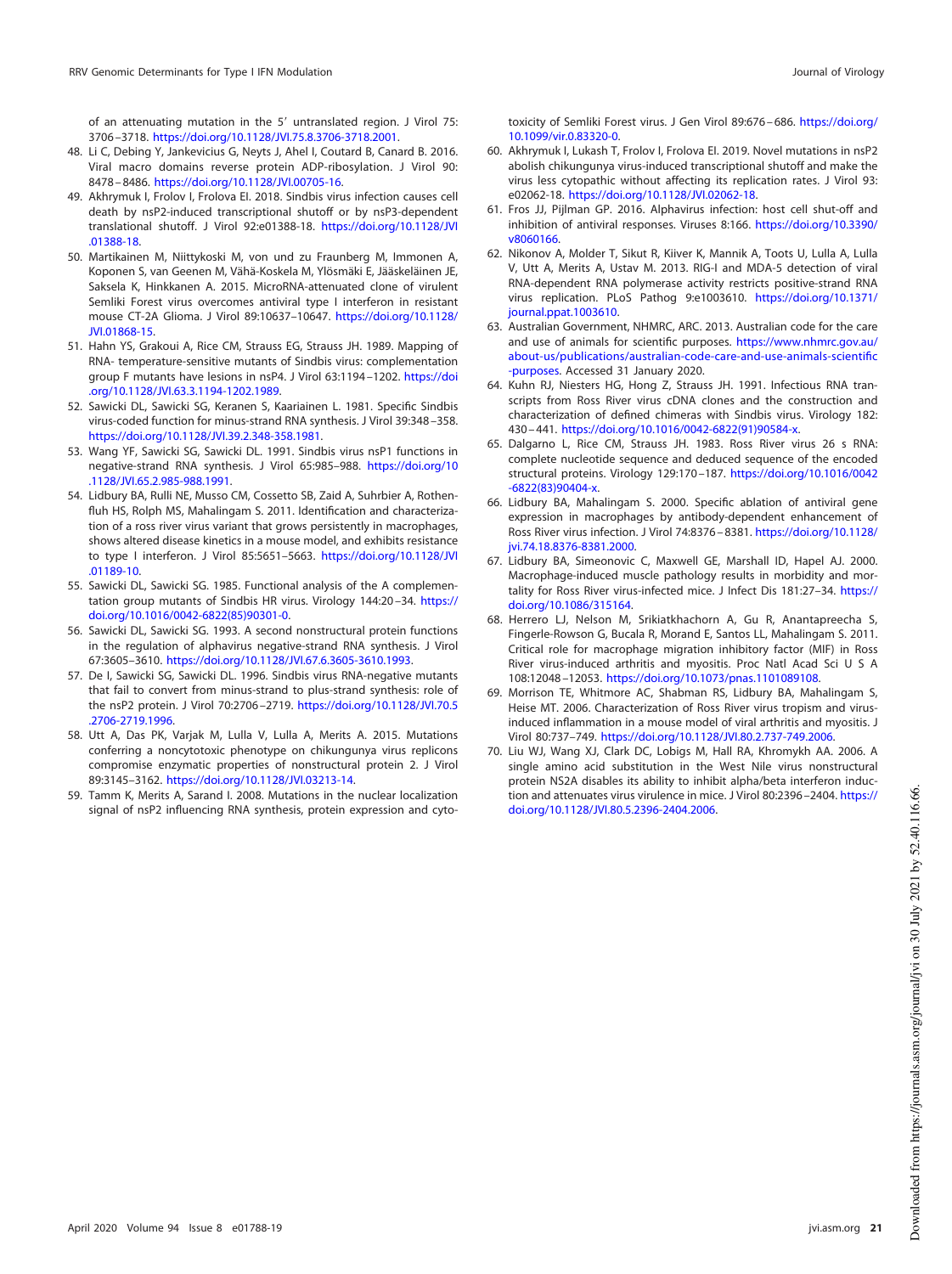of an attenuating mutation in the 5′ untranslated region. J Virol 75: 3706–3718. https://doi.org/10.1128/JVI.75.8.3706-3718.2001.

48. Li C, Debing Y, Jankevicius G, Neyts J, Ahel I, Coutard B, Canard B. 2016. Viral macro domains reverse protein ADP-ribosylation. J Virol 90: 8478–8486. https://doi.org/10.1128/JVI.00705-16.
49. Akhrymuk I, Frolov I, Frolova EI. 2018. Sindbis virus infection causes cell death by nsP2-induced transcriptional shutoff or by nsP3-dependent translational shutoff. J Virol 92:e01388-18. https://doi.org/10.1128/JVI.01388-18.
50. Martikainen M, Niittykoski M, von und zu Fraunberg M, Immonen A, Koponen S, van Geenen M, Vähä-Koskela M, Ylösmäki E, Jääskeläinen JE, Saksela K, Hinkkanen A. 2015. MicroRNA-attenuated clone of virulent Semliki Forest virus overcomes antiviral type I interferon in resistant mouse CT-2A Glioma. J Virol 89:10637–10647. https://doi.org/10.1128/JVI.01868-15.
51. Hahn YS, Grakoui A, Rice CM, Strauss EG, Strauss JH. 1989. Mapping of RNA- temperature-sensitive mutants of Sindbis virus: complementation group F mutants have lesions in nsP4. J Virol 63:1194–1202. https://doi.org/10.1128/JVI.63.3.1194-1202.1989.
52. Sawicki DL, Sawicki SG, Keranen S, Kaariainen L. 1981. Specific Sindbis virus-coded function for minus-strand RNA synthesis. J Virol 39:348–358. https://doi.org/10.1128/JVI.39.2.348-358.1981.
53. Wang YF, Sawicki SG, Sawicki DL. 1991. Sindbis virus nsP1 functions in negative-strand RNA synthesis. J Virol 65:985–988. https://doi.org/10.1128/JVI.65.2.985-988.1991.
54. Lidbury BA, Rulli NE, Musso CM, Cossetto SB, Zaid A, Suhrbier A, Rothenfluh HS, Rolph MS, Mahalingam S. 2011. Identification and characterization of a ross river virus variant that grows persistently in macrophages, shows altered disease kinetics in a mouse model, and exhibits resistance to type I interferon. J Virol 85:5651–5663. https://doi.org/10.1128/JVI.01189-10.
55. Sawicki DL, Sawicki SG. 1985. Functional analysis of the A complementation group mutants of Sindbis HR virus. Virology 144:20–34. https://doi.org/10.1016/0042-6822(85)90301-0.
56. Sawicki DL, Sawicki SG. 1993. A second nonstructural protein functions in the regulation of alphavirus negative-strand RNA synthesis. J Virol 67:3605–3610. https://doi.org/10.1128/JVI.67.6.3605-3610.1993.
57. De I, Sawicki SG, Sawicki DL. 1996. Sindbis virus RNA-negative mutants that fail to convert from minus-strand to plus-strand synthesis: role of the nsP2 protein. J Virol 70:2706–2719. https://doi.org/10.1128/JVI.70.5.2706-2719.1996.
58. Utt A, Das PK, Varjak M, Lulla V, Lulla A, Merits A. 2015. Mutations conferring a noncytotoxic phenotype on chikungunya virus replicons compromise enzymatic properties of nonstructural protein 2. J Virol 89:3145–3162. https://doi.org/10.1128/JVI.03213-14.
59. Tamm K, Merits A, Sarand I. 2008. Mutations in the nuclear localization signal of nsP2 influencing RNA synthesis, protein expression and cytotoxicity of Semliki Forest virus. J Gen Virol 89:676–686. https://doi.org/10.1099/vir.0.83320-0.
60. Akhrymuk I, Lukash T, Frolov I, Frolova EI. 2019. Novel mutations in nsP2 abolish chikungunya virus-induced transcriptional shutoff and make the virus less cytopathic without affecting its replication rates. J Virol 93: e02062-18. https://doi.org/10.1128/JVI.02062-18.
61. Fros JJ, Pijlman GP. 2016. Alphavirus infection: host cell shut-off and inhibition of antiviral responses. Viruses 8:166. https://doi.org/10.3390/v8060166.
62. Nikonov A, Molder T, Sikut R, Kiiver K, Mannik A, Toots U, Lulla A, Lulla V, Utt A, Merits A, Ustav M. 2013. RIG-I and MDA-5 detection of viral RNA-dependent RNA polymerase activity restricts positive-strand RNA virus replication. PLoS Pathog 9:e1003610. https://doi.org/10.1371/journal.ppat.1003610.
63. Australian Government, NHMRC, ARC. 2013. Australian code for the care and use of animals for scientific purposes. https://www.nhmrc.gov.au/about-us/publications/australian-code-care-and-use-animals-scientific-purposes. Accessed 31 January 2020.
64. Kuhn RJ, Niesters HG, Hong Z, Strauss JH. 1991. Infectious RNA transcripts from Ross River virus cDNA clones and the construction and characterization of defined chimeras with Sindbis virus. Virology 182: 430–441. https://doi.org/10.1016/0042-6822(91)90584-x.
65. Dalgarno L, Rice CM, Strauss JH. 1983. Ross River virus 26 s RNA: complete nucleotide sequence and deduced sequence of the encoded structural proteins. Virology 129:170–187. https://doi.org/10.1016/0042-6822(83)90404-x.
66. Lidbury BA, Mahalingam S. 2000. Specific ablation of antiviral gene expression in macrophages by antibody-dependent enhancement of Ross River virus infection. J Virol 74:8376–8381. https://doi.org/10.1128/jvi.74.18.8376-8381.2000.
67. Lidbury BA, Simeonovic C, Maxwell GE, Marshall ID, Hapel AJ. 2000. Macrophage-induced muscle pathology results in morbidity and mortality for Ross River virus-infected mice. J Infect Dis 181:27–34. https://doi.org/10.1086/315164.
68. Herrero LJ, Nelson M, Srikiatkhachorn A, Gu R, Anantapreecha S, Fingerle-Rowson G, Bucala R, Morand E, Santos LL, Mahalingam S. 2011. Critical role for macrophage migration inhibitory factor (MIF) in Ross River virus-induced arthritis and myositis. Proc Natl Acad Sci U S A 108:12048–12053. https://doi.org/10.1073/pnas.1101089108.
69. Morrison TE, Whitmore AC, Shabman RS, Lidbury BA, Mahalingam S, Heise MT. 2006. Characterization of Ross River virus tropism and virus-induced inflammation in a mouse model of viral arthritis and myositis. J Virol 80:737–749. https://doi.org/10.1128/JVI.80.2.737-749.2006.
70. Liu WJ, Wang XJ, Clark DC, Lobigs M, Hall RA, Khromykh AA. 2006. A single amino acid substitution in the West Nile virus nonstructural protein NS2A disables its ability to inhibit alpha/beta interferon induction and attenuates virus virulence in mice. J Virol 80:2396–2404. https://doi.org/10.1128/JVI.80.5.2396-2404.2006.